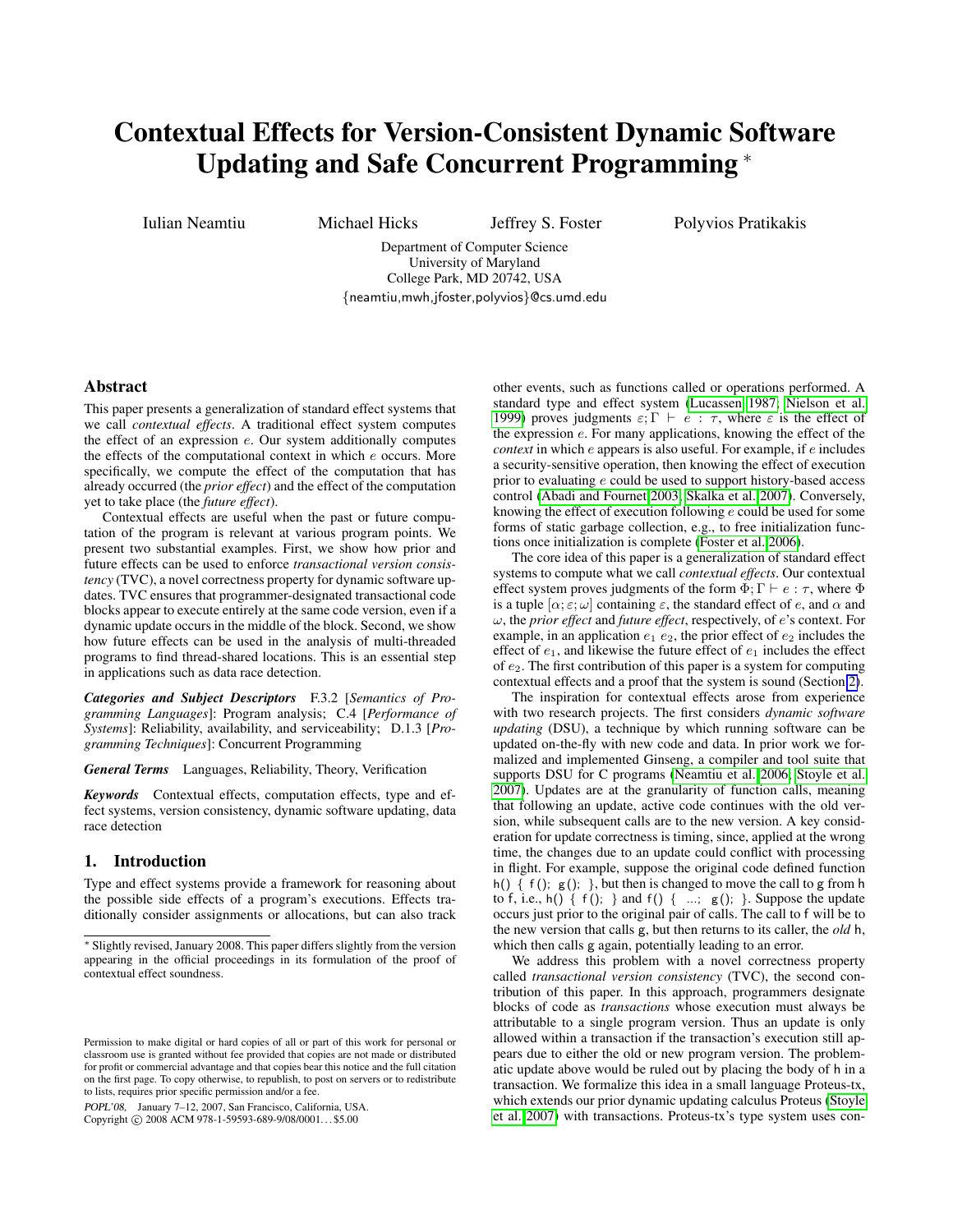# Contextual Effects for Version-Consistent Dynamic Software Updating and Safe Concurrent Programming *

Iulian Neamtiu　　Michael Hicks　　Jeffrey S. Foster　　Polyvios Pratikakis

Department of Computer Science
University of Maryland
College Park, MD 20742, USA
{neamtiu,mwh,jfoster,polyvios}@cs.umd.edu

## Abstract

This paper presents a generalization of standard effect systems that we call *contextual effects*. A traditional effect system computes the effect of an expression $e$. Our system additionally computes the effects of the computational context in which $e$ occurs. More specifically, we compute the effect of the computation that has already occurred (the *prior effect*) and the effect of the computation yet to take place (the *future effect*).

Contextual effects are useful when the past or future computation of the program is relevant at various program points. We present two substantial examples. First, we show how prior and future effects can be used to enforce *transactional version consistency* (TVC), a novel correctness property for dynamic software updates. TVC ensures that programmer-designated transactional code blocks appear to execute entirely at the same code version, even if a dynamic update occurs in the middle of the block. Second, we show how future effects can be used in the analysis of multi-threaded programs to find thread-shared locations. This is an essential step in applications such as data race detection.

***Categories and Subject Descriptors*** F.3.2 [*Semantics of Programming Languages*]: Program analysis; C.4 [*Performance of Systems*]: Reliability, availability, and serviceability; D.1.3 [*Programming Techniques*]: Concurrent Programming

***General Terms*** Languages, Reliability, Theory, Verification

***Keywords*** Contextual effects, computation effects, type and effect systems, version consistency, dynamic software updating, data race detection

## 1. Introduction

Type and effect systems provide a framework for reasoning about the possible side effects of a program's executions. Effects traditionally consider assignments or allocations, but can also track other events, such as functions called or operations performed. A standard type and effect system (Lucassen 1987; Nielson et al. 1999) proves judgments $\varepsilon; \Gamma \vdash e : \tau$, where $\varepsilon$ is the effect of the expression $e$. For many applications, knowing the effect of the *context* in which $e$ appears is also useful. For example, if $e$ includes a security-sensitive operation, then knowing the effect of execution prior to evaluating $e$ could be used to support history-based access control (Abadi and Fournet 2003; Skalka et al. 2007). Conversely, knowing the effect of execution following $e$ could be used for some forms of static garbage collection, e.g., to free initialization functions once initialization is complete (Foster et al. 2006).

The core idea of this paper is a generalization of standard effect systems to compute what we call *contextual effects*. Our contextual effect system proves judgments of the form $\Phi; \Gamma \vdash e : \tau$, where $\Phi$ is a tuple $[\alpha; \varepsilon; \omega]$ containing $\varepsilon$, the standard effect of $e$, and $\alpha$ and $\omega$, the *prior effect* and *future effect*, respectively, of $e$'s context. For example, in an application $e_1\ e_2$, the prior effect of $e_2$ includes the effect of $e_1$, and likewise the future effect of $e_1$ includes the effect of $e_2$. The first contribution of this paper is a system for computing contextual effects and a proof that the system is sound (Section 2).

The inspiration for contextual effects arose from experience with two research projects. The first considers *dynamic software updating* (DSU), a technique by which running software can be updated on-the-fly with new code and data. In prior work we formalized and implemented Ginseng, a compiler and tool suite that supports DSU for C programs (Neamtiu et al. 2006; Stoyle et al. 2007). Updates are at the granularity of function calls, meaning that following an update, active code continues with the old version, while subsequent calls are to the new version. A key consideration for update correctness is timing, since, applied at the wrong time, the changes due to an update could conflict with processing in flight. For example, suppose the original code defined function `h() { f(); g(); }`, but then is changed to move the call to g from h to f, i.e., `h() { f(); }` and `f() { ...; g(); }`. Suppose the update occurs just prior to the original pair of calls. The call to f will be to the new version that calls g, but then returns to its caller, the *old* h, which then calls g again, potentially leading to an error.

We address this problem with a novel correctness property called *transactional version consistency* (TVC), the second contribution of this paper. In this approach, programmers designate blocks of code as *transactions* whose execution must always be attributable to a single program version. Thus an update is only allowed within a transaction if the transaction's execution still appears due to either the old or new program version. The problematic update above would be ruled out by placing the body of h in a transaction. We formalize this idea in a small language Proteus-tx, which extends our prior dynamic updating calculus Proteus (Stoyle et al. 2007) with transactions. Proteus-tx's type system uses con-

---

* Slightly revised, January 2008. This paper differs slightly from the version appearing in the official proceedings in its formulation of the proof of contextual effect soundness.

Permission to make digital or hard copies of all or part of this work for personal or classroom use is granted without fee provided that copies are not made or distributed for profit or commercial advantage and that copies bear this notice and the full citation on the first page. To copy otherwise, to republish, to post on servers or to redistribute to lists, requires prior specific permission and/or a fee.

*POPL'08,* January 7–12, 2007, San Francisco, California, USA.
Copyright © 2008 ACM 978-1-59593-689-9/08/0001...$5.00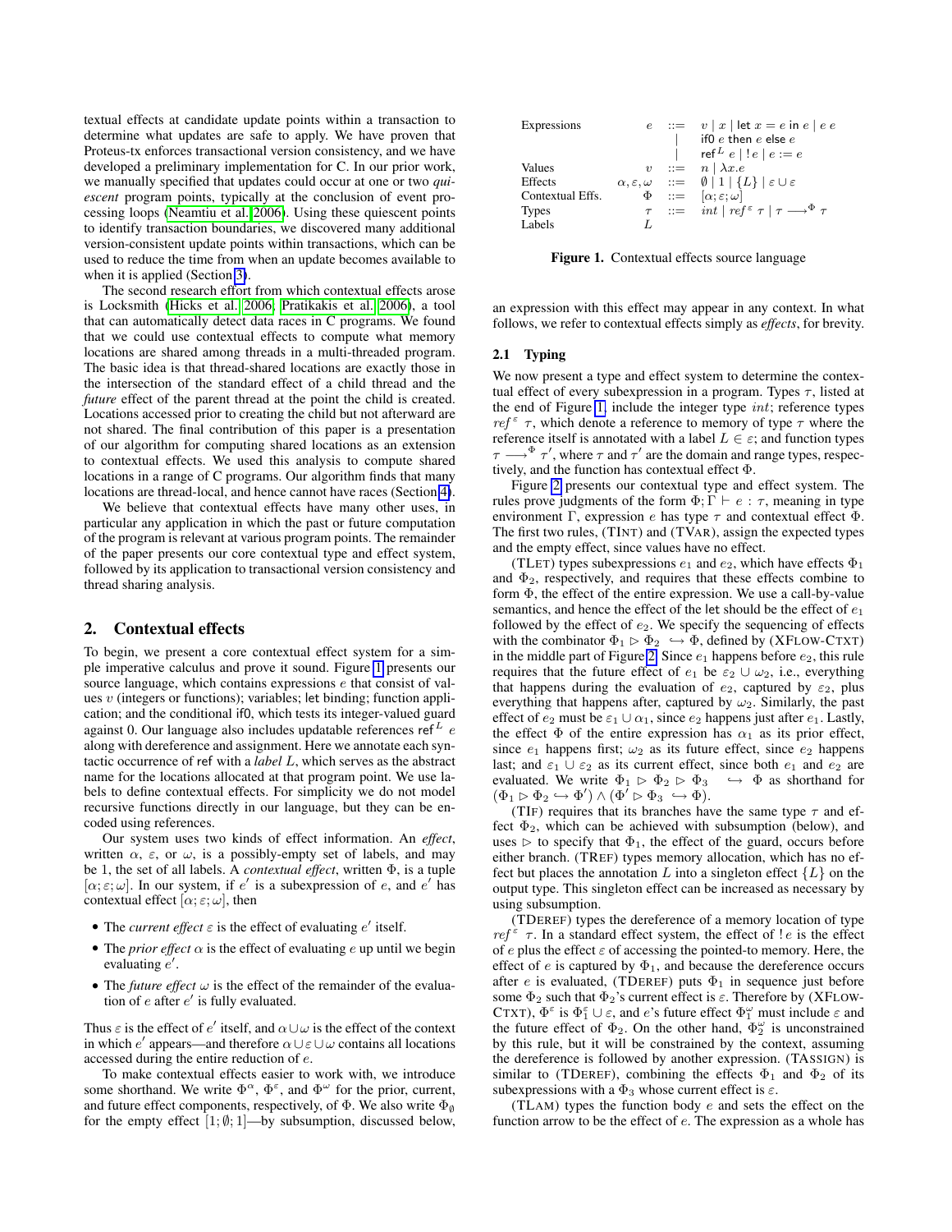textual effects at candidate update points within a transaction to determine what updates are safe to apply. We have proven that Proteus-tx enforces transactional version consistency, and we have developed a preliminary implementation for C. In our prior work, we manually specified that updates could occur at one or two *quiescent* program points, typically at the conclusion of event processing loops (Neamtiu et al. 2006). Using these quiescent points to identify transaction boundaries, we discovered many additional version-consistent update points within transactions, which can be used to reduce the time from when an update becomes available to when it is applied (Section 3).

The second research effort from which contextual effects arose is Locksmith (Hicks et al. 2006; Pratikakis et al. 2006), a tool that can automatically detect data races in C programs. We found that we could use contextual effects to compute what memory locations are shared among threads in a multi-threaded program. The basic idea is that thread-shared locations are exactly those in the intersection of the standard effect of a child thread and the *future* effect of the parent thread at the point the child is created. Locations accessed prior to creating the child but not afterward are not shared. The final contribution of this paper is a presentation of our algorithm for computing shared locations as an extension to contextual effects. We used this analysis to compute shared locations in a range of C programs. Our algorithm finds that many locations are thread-local, and hence cannot have races (Section 4).

We believe that contextual effects have many other uses, in particular any application in which the past or future computation of the program is relevant at various program points. The remainder of the paper presents our core contextual type and effect system, followed by its application to transactional version consistency and thread sharing analysis.

## 2. Contextual effects

To begin, we present a core contextual effect system for a simple imperative calculus and prove it sound. Figure 1 presents our source language, which contains expressions $e$ that consist of values $v$ (integers or functions); variables; let binding; function application; and the conditional if0, which tests its integer-valued guard against 0. Our language also includes updatable references $\mathsf{ref}^L\ e$ along with dereference and assignment. Here we annotate each syntactic occurrence of ref with a *label* $L$, which serves as the abstract name for the locations allocated at that program point. We use labels to define contextual effects. For simplicity we do not model recursive functions directly in our language, but they can be encoded using references.

Our system uses two kinds of effect information. An *effect*, written $\alpha$, $\varepsilon$, or $\omega$, is a possibly-empty set of labels, and may be 1, the set of all labels. A *contextual effect*, written $\Phi$, is a tuple $[\alpha; \varepsilon; \omega]$. In our system, if $e'$ is a subexpression of $e$, and $e'$ has contextual effect $[\alpha; \varepsilon; \omega]$, then

- The *current effect* $\varepsilon$ is the effect of evaluating $e'$ itself.
- The *prior effect* $\alpha$ is the effect of evaluating $e$ up until we begin evaluating $e'$.
- The *future effect* $\omega$ is the effect of the remainder of the evaluation of $e$ after $e'$ is fully evaluated.

Thus $\varepsilon$ is the effect of $e'$ itself, and $\alpha \cup \omega$ is the effect of the context in which $e'$ appears—and therefore $\alpha \cup \varepsilon \cup \omega$ contains all locations accessed during the entire reduction of $e$.

To make contextual effects easier to work with, we introduce some shorthand. We write $\Phi^\alpha$, $\Phi^\varepsilon$, and $\Phi^\omega$ for the prior, current, and future effect components, respectively, of $\Phi$. We also write $\Phi_\emptyset$ for the empty effect $[1; \emptyset; 1]$—by subsumption, discussed below, an expression with this effect may appear in any context. In what follows, we refer to contextual effects simply as *effects*, for brevity.

| | | | |
|---|---|---|---|
| Expressions | $e$ | $::=$ | $v \mid x \mid \mathsf{let}\ x = e\ \mathsf{in}\ e \mid e\ e$ |
| | | $\mid$ | $\mathsf{if0}\ e\ \mathsf{then}\ e\ \mathsf{else}\ e$ |
| | | $\mid$ | $\mathsf{ref}^L\ e \mid\ !\,e \mid e := e$ |
| Values | $v$ | $::=$ | $n \mid \lambda x.e$ |
| Effects | $\alpha, \varepsilon, \omega$ | $::=$ | $\emptyset \mid 1 \mid \{L\} \mid \varepsilon \cup \varepsilon$ |
| Contextual Effs. | $\Phi$ | $::=$ | $[\alpha; \varepsilon; \omega]$ |
| Types | $\tau$ | $::=$ | $int \mid ref^{\varepsilon}\ \tau \mid \tau \longrightarrow^{\Phi} \tau$ |
| Labels | $L$ | | |

**Figure 1.** Contextual effects source language

### 2.1 Typing

We now present a type and effect system to determine the contextual effect of every subexpression in a program. Types $\tau$, listed at the end of Figure 1, include the integer type $int$; reference types $ref^{\varepsilon}\ \tau$, which denote a reference to memory of type $\tau$ where the reference itself is annotated with a label $L \in \varepsilon$; and function types $\tau \longrightarrow^{\Phi} \tau'$, where $\tau$ and $\tau'$ are the domain and range types, respectively, and the function has contextual effect $\Phi$.

Figure 2 presents our contextual type and effect system. The rules prove judgments of the form $\Phi; \Gamma \vdash e : \tau$, meaning in type environment $\Gamma$, expression $e$ has type $\tau$ and contextual effect $\Phi$. The first two rules, (TINT) and (TVAR), assign the expected types and the empty effect, since values have no effect.

(TLET) types subexpressions $e_1$ and $e_2$, which have effects $\Phi_1$ and $\Phi_2$, respectively, and requires that these effects combine to form $\Phi$, the effect of the entire expression. We use a call-by-value semantics, and hence the effect of the let should be the effect of $e_1$ followed by the effect of $e_2$. We specify the sequencing of effects with the combinator $\Phi_1 \rhd \Phi_2 \hookrightarrow \Phi$, defined by (XFLOW-CTXT) in the middle part of Figure 2. Since $e_1$ happens before $e_2$, this rule requires that the future effect of $e_1$ be $\varepsilon_2 \cup \omega_2$, i.e., everything that happens during the evaluation of $e_2$, captured by $\varepsilon_2$, plus everything that happens after, captured by $\omega_2$. Similarly, the past effect of $e_2$ must be $\varepsilon_1 \cup \alpha_1$, since $e_2$ happens just after $e_1$. Lastly, the effect $\Phi$ of the entire expression has $\alpha_1$ as its prior effect, since $e_1$ happens first; $\omega_2$ as its future effect, since $e_2$ happens last; and $\varepsilon_1 \cup \varepsilon_2$ as its current effect, since both $e_1$ and $e_2$ are evaluated. We write $\Phi_1 \rhd \Phi_2 \rhd \Phi_3 \hookrightarrow \Phi$ as shorthand for $(\Phi_1 \rhd \Phi_2 \hookrightarrow \Phi') \wedge (\Phi' \rhd \Phi_3 \hookrightarrow \Phi)$.

(TIF) requires that its branches have the same type $\tau$ and effect $\Phi_2$, which can be achieved with subsumption (below), and uses $\rhd$ to specify that $\Phi_1$, the effect of the guard, occurs before either branch. (TREF) types memory allocation, which has no effect but places the annotation $L$ into a singleton effect $\{L\}$ on the output type. This singleton effect can be increased as necessary by using subsumption.

(TDEREF) types the dereference of a memory location of type $ref^{\varepsilon}\ \tau$. In a standard effect system, the effect of $!\,e$ is the effect of $e$ plus the effect $\varepsilon$ of accessing the pointed-to memory. Here, the effect of $e$ is captured by $\Phi_1$, and because the dereference occurs after $e$ is evaluated, (TDEREF) puts $\Phi_1$ in sequence just before some $\Phi_2$ such that $\Phi_2$'s current effect is $\varepsilon$. Therefore by (XFLOW-CTXT), $\Phi^{\varepsilon}$ is $\Phi_1^{\varepsilon} \cup \varepsilon$, and $e$'s future effect $\Phi_1^{\omega}$ must include $\varepsilon$ and the future effect of $\Phi_2$. On the other hand, $\Phi_2^{\omega}$ is unconstrained by this rule, but it will be constrained by the context, assuming the dereference is followed by another expression. (TASSIGN) is similar to (TDEREF), combining the effects $\Phi_1$ and $\Phi_2$ of its subexpressions with a $\Phi_3$ whose current effect is $\varepsilon$.

(TLAM) types the function body $e$ and sets the effect on the function arrow to be the effect of $e$. The expression as a whole has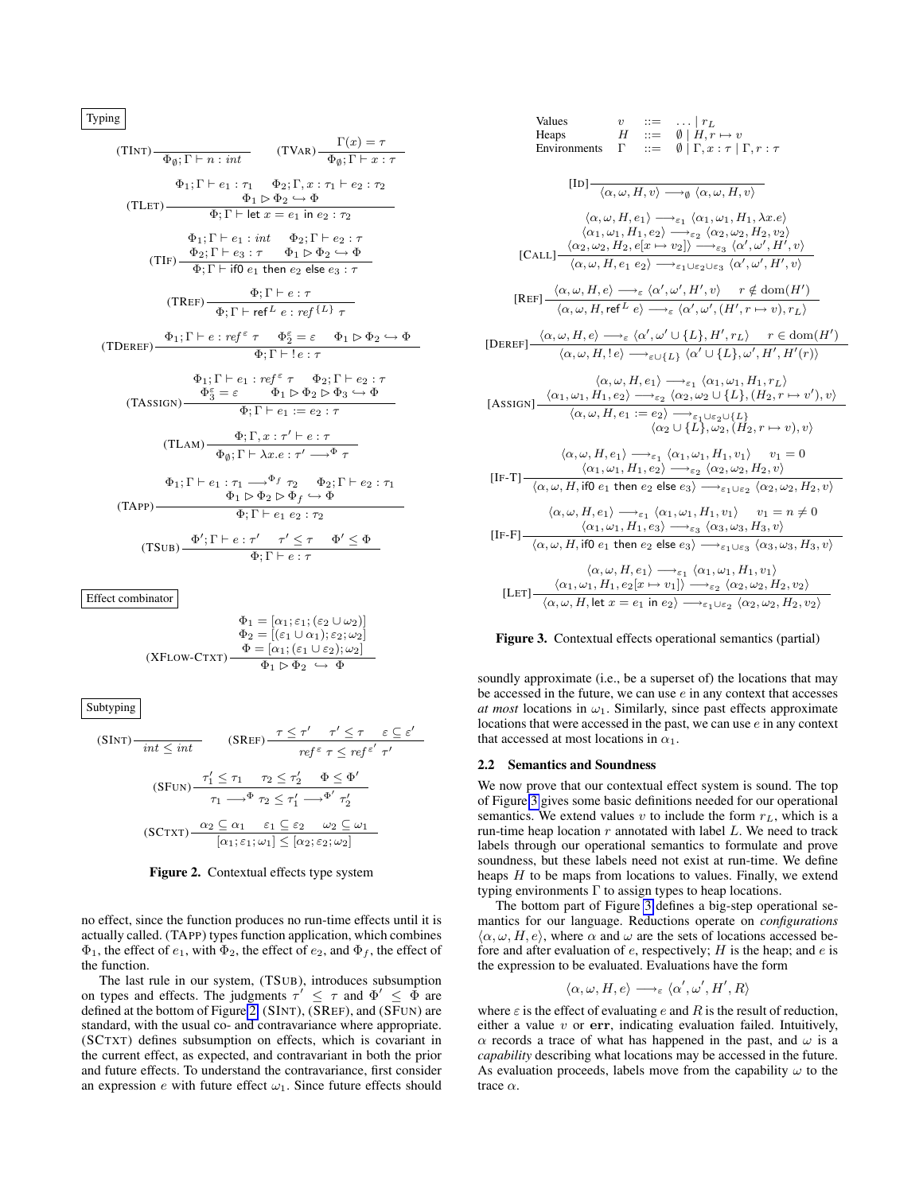**Typing**

$$\text{(TINT)}\ \frac{}{\Phi_\emptyset; \Gamma \vdash n : int} \qquad \text{(TVAR)}\ \frac{\Gamma(x) = \tau}{\Phi_\emptyset; \Gamma \vdash x : \tau}$$

$$\text{(TLET)}\ \frac{\Phi_1; \Gamma \vdash e_1 : \tau_1 \quad \Phi_2; \Gamma, x : \tau_1 \vdash e_2 : \tau_2 \quad \Phi_1 \rhd \Phi_2 \hookrightarrow \Phi}{\Phi; \Gamma \vdash \mathsf{let}\ x = e_1\ \mathsf{in}\ e_2 : \tau_2}$$

$$\text{(TIF)}\ \frac{\Phi_1; \Gamma \vdash e_1 : int \quad \Phi_2; \Gamma \vdash e_2 : \tau \quad \Phi_2; \Gamma \vdash e_3 : \tau \quad \Phi_1 \rhd \Phi_2 \hookrightarrow \Phi}{\Phi; \Gamma \vdash \mathsf{if0}\ e_1\ \mathsf{then}\ e_2\ \mathsf{else}\ e_3 : \tau}$$

$$\text{(TREF)}\ \frac{\Phi; \Gamma \vdash e : \tau}{\Phi; \Gamma \vdash \mathsf{ref}^L\ e : ref^{\{L\}}\ \tau}$$

$$\text{(TDEREF)}\ \frac{\Phi_1; \Gamma \vdash e : ref^\varepsilon\ \tau \quad \Phi_2^\varepsilon = \varepsilon \quad \Phi_1 \rhd \Phi_2 \hookrightarrow \Phi}{\Phi; \Gamma \vdash\ !\,e : \tau}$$

$$\text{(TASSIGN)}\ \frac{\Phi_1; \Gamma \vdash e_1 : ref^\varepsilon\ \tau \quad \Phi_2; \Gamma \vdash e_2 : \tau \quad \Phi_3^\varepsilon = \varepsilon \quad \Phi_1 \rhd \Phi_2 \rhd \Phi_3 \hookrightarrow \Phi}{\Phi; \Gamma \vdash e_1 := e_2 : \tau}$$

$$\text{(TLAM)}\ \frac{\Phi; \Gamma, x : \tau' \vdash e : \tau}{\Phi_\emptyset; \Gamma \vdash \lambda x.e : \tau' \longrightarrow^\Phi \tau}$$

$$\text{(TAPP)}\ \frac{\Phi_1; \Gamma \vdash e_1 : \tau_1 \longrightarrow^{\Phi_f} \tau_2 \quad \Phi_2; \Gamma \vdash e_2 : \tau_1 \quad \Phi_1 \rhd \Phi_2 \rhd \Phi_f \hookrightarrow \Phi}{\Phi; \Gamma \vdash e_1\ e_2 : \tau_2}$$

$$\text{(TSUB)}\ \frac{\Phi'; \Gamma \vdash e : \tau' \quad \tau' \leq \tau \quad \Phi' \leq \Phi}{\Phi; \Gamma \vdash e : \tau}$$

**Effect combinator**

$$\text{(XFLOW-CTXT)}\ \frac{\Phi_1 = [\alpha_1; \varepsilon_1; (\varepsilon_2 \cup \omega_2)] \quad \Phi_2 = [(\varepsilon_1 \cup \alpha_1); \varepsilon_2; \omega_2] \quad \Phi = [\alpha_1; (\varepsilon_1 \cup \varepsilon_2); \omega_2]}{\Phi_1 \rhd \Phi_2 \hookrightarrow \Phi}$$

**Subtyping**

$$\text{(SINT)}\ \frac{}{int \leq int} \qquad \text{(SREF)}\ \frac{\tau \leq \tau' \quad \tau' \leq \tau \quad \varepsilon \subseteq \varepsilon'}{ref^\varepsilon\ \tau \leq ref^{\varepsilon'}\ \tau'}$$

$$\text{(SFUN)}\ \frac{\tau_1' \leq \tau_1 \quad \tau_2 \leq \tau_2' \quad \Phi \leq \Phi'}{\tau_1 \longrightarrow^\Phi \tau_2 \leq \tau_1' \longrightarrow^{\Phi'} \tau_2'}$$

$$\text{(SCTXT)}\ \frac{\alpha_2 \subseteq \alpha_1 \quad \varepsilon_1 \subseteq \varepsilon_2 \quad \omega_2 \subseteq \omega_1}{[\alpha_1; \varepsilon_1; \omega_1] \leq [\alpha_2; \varepsilon_2; \omega_2]}$$

**Figure 2.** Contextual effects type system

no effect, since the function produces no run-time effects until it is actually called. (TAPP) types function application, which combines $\Phi_1$, the effect of $e_1$, with $\Phi_2$, the effect of $e_2$, and $\Phi_f$, the effect of the function.

The last rule in our system, (TSUB), introduces subsumption on types and effects. The judgments $\tau' \leq \tau$ and $\Phi' \leq \Phi$ are defined at the bottom of Figure 2. (SINT), (SREF), and (SFUN) are standard, with the usual co- and contravariance where appropriate. (SCTXT) defines subsumption on effects, which is covariant in the current effect, as expected, and contravariant in both the prior and future effects. To understand the contravariance, first consider an expression $e$ with future effect $\omega_1$. Since future effects should soundly approximate (i.e., be a superset of) the locations that may be accessed in the future, we can use $e$ in any context that accesses *at most* locations in $\omega_1$. Similarly, since past effects approximate locations that were accessed in the past, we can use $e$ in any context that accessed at most locations in $\alpha_1$.

$$\begin{array}{llll} \text{Values} & v & ::= & \ldots \mid r_L \\ \text{Heaps} & H & ::= & \emptyset \mid H, r \mapsto v \\ \text{Environments} & \Gamma & ::= & \emptyset \mid \Gamma, x : \tau \mid \Gamma, r : \tau \end{array}$$

$$[\text{ID}]\ \frac{}{\langle \alpha, \omega, H, v \rangle \longrightarrow_\emptyset \langle \alpha, \omega, H, v \rangle}$$

$$[\text{CALL}]\ \frac{\langle \alpha, \omega, H, e_1 \rangle \longrightarrow_{\varepsilon_1} \langle \alpha_1, \omega_1, H_1, \lambda x.e \rangle \quad \langle \alpha_1, \omega_1, H_1, e_2 \rangle \longrightarrow_{\varepsilon_2} \langle \alpha_2, \omega_2, H_2, v_2 \rangle \quad \langle \alpha_2, \omega_2, H_2, e[x \mapsto v_2] \rangle \longrightarrow_{\varepsilon_3} \langle \alpha', \omega', H', v \rangle}{\langle \alpha, \omega, H, e_1\ e_2 \rangle \longrightarrow_{\varepsilon_1 \cup \varepsilon_2 \cup \varepsilon_3} \langle \alpha', \omega', H', v \rangle}$$

$$[\text{REF}]\ \frac{\langle \alpha, \omega, H, e \rangle \longrightarrow_\varepsilon \langle \alpha', \omega', H', v \rangle \quad r \notin \mathrm{dom}(H')}{\langle \alpha, \omega, H, \mathsf{ref}^L\ e \rangle \longrightarrow_\varepsilon \langle \alpha', \omega', (H', r \mapsto v), r_L \rangle}$$

$$[\text{DEREF}]\ \frac{\langle \alpha, \omega, H, e \rangle \longrightarrow_\varepsilon \langle \alpha', \omega' \cup \{L\}, H', r_L \rangle \quad r \in \mathrm{dom}(H')}{\langle \alpha, \omega, H, !\,e \rangle \longrightarrow_{\varepsilon \cup \{L\}} \langle \alpha' \cup \{L\}, \omega', H', H'(r) \rangle}$$

$$[\text{ASSIGN}]\ \frac{\langle \alpha, \omega, H, e_1 \rangle \longrightarrow_{\varepsilon_1} \langle \alpha_1, \omega_1, H_1, r_L \rangle \quad \langle \alpha_1, \omega_1, H_1, e_2 \rangle \longrightarrow_{\varepsilon_2} \langle \alpha_2, \omega_2 \cup \{L\}, (H_2, r \mapsto v'), v \rangle}{\langle \alpha, \omega, H, e_1 := e_2 \rangle \longrightarrow_{\varepsilon_1 \cup \varepsilon_2 \cup \{L\}} \langle \alpha_2 \cup \{L\}, \omega_2, (H_2, r \mapsto v), v \rangle}$$

$$[\text{IF-T}]\ \frac{\langle \alpha, \omega, H, e_1 \rangle \longrightarrow_{\varepsilon_1} \langle \alpha_1, \omega_1, H_1, v_1 \rangle \quad v_1 = 0 \quad \langle \alpha_1, \omega_1, H_1, e_2 \rangle \longrightarrow_{\varepsilon_2} \langle \alpha_2, \omega_2, H_2, v \rangle}{\langle \alpha, \omega, H, \mathsf{if0}\ e_1\ \mathsf{then}\ e_2\ \mathsf{else}\ e_3 \rangle \longrightarrow_{\varepsilon_1 \cup \varepsilon_2} \langle \alpha_2, \omega_2, H_2, v \rangle}$$

$$[\text{IF-F}]\ \frac{\langle \alpha, \omega, H, e_1 \rangle \longrightarrow_{\varepsilon_1} \langle \alpha_1, \omega_1, H_1, v_1 \rangle \quad v_1 = n \neq 0 \quad \langle \alpha_1, \omega_1, H_1, e_3 \rangle \longrightarrow_{\varepsilon_3} \langle \alpha_3, \omega_3, H_3, v \rangle}{\langle \alpha, \omega, H, \mathsf{if0}\ e_1\ \mathsf{then}\ e_2\ \mathsf{else}\ e_3 \rangle \longrightarrow_{\varepsilon_1 \cup \varepsilon_3} \langle \alpha_3, \omega_3, H_3, v \rangle}$$

$$[\text{LET}]\ \frac{\langle \alpha, \omega, H, e_1 \rangle \longrightarrow_{\varepsilon_1} \langle \alpha_1, \omega_1, H_1, v_1 \rangle \quad \langle \alpha_1, \omega_1, H_1, e_2[x \mapsto v_1] \rangle \longrightarrow_{\varepsilon_2} \langle \alpha_2, \omega_2, H_2, v_2 \rangle}{\langle \alpha, \omega, H, \mathsf{let}\ x = e_1\ \mathsf{in}\ e_2 \rangle \longrightarrow_{\varepsilon_1 \cup \varepsilon_2} \langle \alpha_2, \omega_2, H_2, v_2 \rangle}$$

**Figure 3.** Contextual effects operational semantics (partial)

## 2.2 Semantics and Soundness

We now prove that our contextual effect system is sound. The top of Figure 3 gives some basic definitions needed for our operational semantics. We extend values $v$ to include the form $r_L$, which is a run-time heap location $r$ annotated with label $L$. We need to track labels through our operational semantics to formulate and prove soundness, but these labels need not exist at run-time. We define heaps $H$ to be maps from locations to values. Finally, we extend typing environments $\Gamma$ to assign types to heap locations.

The bottom part of Figure 3 defines a big-step operational semantics for our language. Reductions operate on *configurations* $\langle \alpha, \omega, H, e \rangle$, where $\alpha$ and $\omega$ are the sets of locations accessed before and after evaluation of $e$, respectively; $H$ is the heap; and $e$ is the expression to be evaluated. Evaluations have the form

$$\langle \alpha, \omega, H, e \rangle \longrightarrow_\varepsilon \langle \alpha', \omega', H', R \rangle$$

where $\varepsilon$ is the effect of evaluating $e$ and $R$ is the result of reduction, either a value $v$ or $\mathbf{err}$, indicating evaluation failed. Intuitively, $\alpha$ records a trace of what has happened in the past, and $\omega$ is a *capability* describing what locations may be accessed in the future. As evaluation proceeds, labels move from the capability $\omega$ to the trace $\alpha$.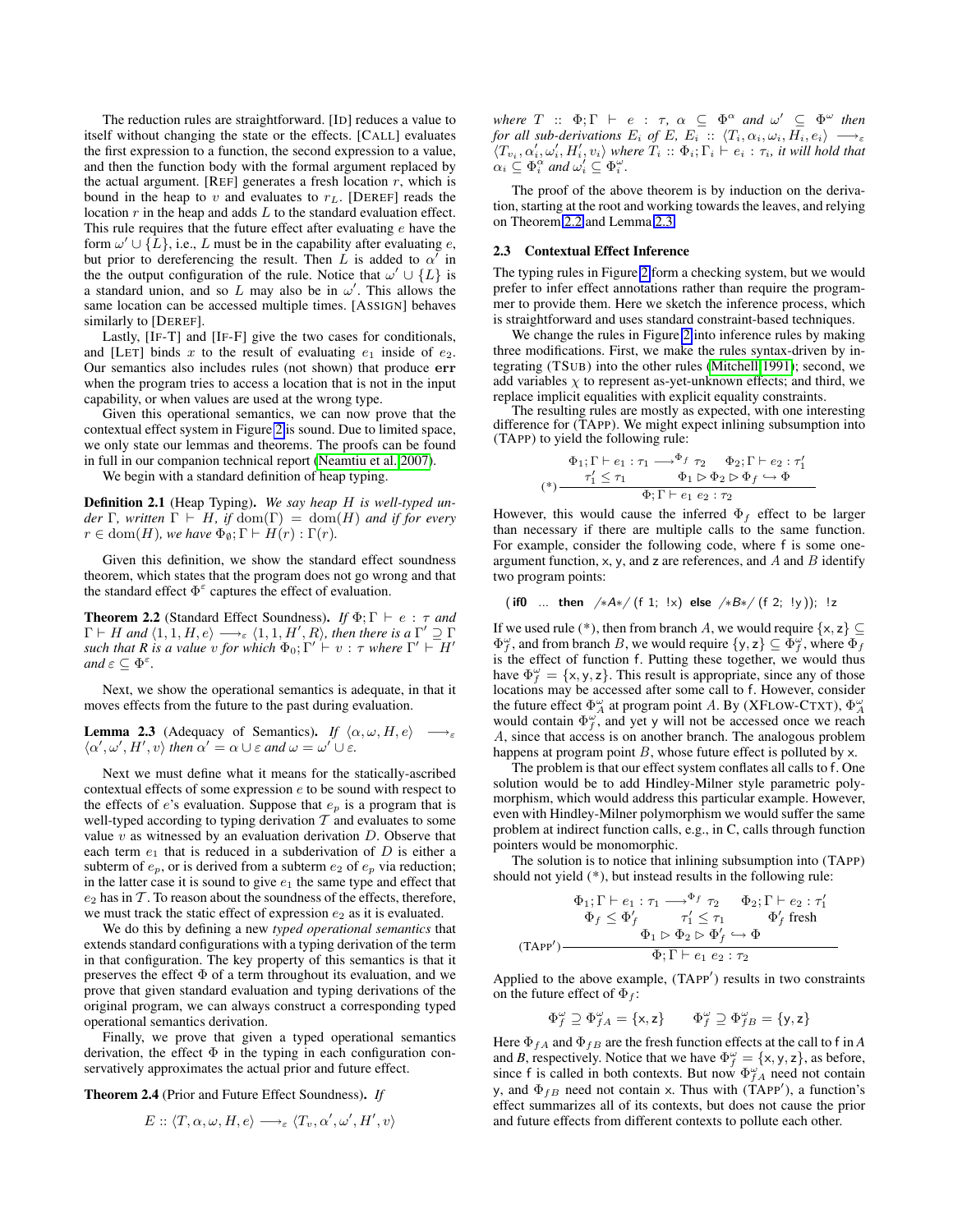The reduction rules are straightforward. [ID] reduces a value to itself without changing the state or the effects. [CALL] evaluates the first expression to a function, the second expression to a value, and then the function body with the formal argument replaced by the actual argument. [REF] generates a fresh location $r$, which is bound in the heap to $v$ and evaluates to $r_L$. [DEREF] reads the location $r$ in the heap and adds $L$ to the standard evaluation effect. This rule requires that the future effect after evaluating $e$ have the form $\omega' \cup \{L\}$, i.e., $L$ must be in the capability after evaluating $e$, but prior to dereferencing the result. Then $L$ is added to $\alpha'$ in the the output configuration of the rule. Notice that $\omega' \cup \{L\}$ is a standard union, and so $L$ may also be in $\omega'$. This allows the same location can be accessed multiple times. [ASSIGN] behaves similarly to [DEREF].

Lastly, [IF-T] and [IF-F] give the two cases for conditionals, and [LET] binds $x$ to the result of evaluating $e_1$ inside of $e_2$. Our semantics also includes rules (not shown) that produce **err** when the program tries to access a location that is not in the input capability, or when values are used at the wrong type.

Given this operational semantics, we can now prove that the contextual effect system in Figure 2 is sound. Due to limited space, we only state our lemmas and theorems. The proofs can be found in full in our companion technical report (Neamtiu et al. 2007).

We begin with a standard definition of heap typing.

**Definition 2.1** (Heap Typing). *We say heap $H$ is well-typed under $\Gamma$, written $\Gamma \vdash H$, if $\mathrm{dom}(\Gamma) = \mathrm{dom}(H)$ and if for every $r \in \mathrm{dom}(H)$, we have $\Phi_\emptyset; \Gamma \vdash H(r) : \Gamma(r)$.*

Given this definition, we show the standard effect soundness theorem, which states that the program does not go wrong and that the standard effect $\Phi^\varepsilon$ captures the effect of evaluation.

**Theorem 2.2** (Standard Effect Soundness). *If $\Phi; \Gamma \vdash e : \tau$ and $\Gamma \vdash H$ and $\langle 1, 1, H, e\rangle \longrightarrow_\varepsilon \langle 1, 1, H', R\rangle$, then there is a $\Gamma' \supseteq \Gamma$ such that $R$ is a value $v$ for which $\Phi_0; \Gamma' \vdash v : \tau$ where $\Gamma' \vdash H'$ and $\varepsilon \subseteq \Phi^\varepsilon$.*

Next, we show the operational semantics is adequate, in that it moves effects from the future to the past during evaluation.

**Lemma 2.3** (Adequacy of Semantics). *If $\langle \alpha, \omega, H, e\rangle \longrightarrow_\varepsilon \langle \alpha', \omega', H', v\rangle$ then $\alpha' = \alpha \cup \varepsilon$ and $\omega = \omega' \cup \varepsilon$.*

Next we must define what it means for the statically-ascribed contextual effects of some expression $e$ to be sound with respect to the effects of $e$'s evaluation. Suppose that $e_p$ is a program that is well-typed according to typing derivation $\mathcal{T}$ and evaluates to some value $v$ as witnessed by an evaluation derivation $D$. Observe that each term $e_1$ that is reduced in a subderivation of $D$ is either a subterm of $e_p$, or is derived from a subterm $e_2$ of $e_p$ via reduction; in the latter case it is sound to give $e_1$ the same type and effect that $e_2$ has in $\mathcal{T}$. To reason about the soundness of the effects, therefore, we must track the static effect of expression $e_2$ as it is evaluated.

We do this by defining a new *typed operational semantics* that extends standard configurations with a typing derivation of the term in that configuration. The key property of this semantics is that it preserves the effect $\Phi$ of a term throughout its evaluation, and we prove that given standard evaluation and typing derivations of the original program, we can always construct a corresponding typed operational semantics derivation.

Finally, we prove that given a typed operational semantics derivation, the effect $\Phi$ in the typing in each configuration conservatively approximates the actual prior and future effect.

**Theorem 2.4** (Prior and Future Effect Soundness). *If*

$$E :: \langle T, \alpha, \omega, H, e\rangle \longrightarrow_\varepsilon \langle T_v, \alpha', \omega', H', v\rangle$$

*where $T :: \Phi; \Gamma \vdash e : \tau$, $\alpha \subseteq \Phi^\alpha$ and $\omega' \subseteq \Phi^\omega$ then for all sub-derivations $E_i$ of $E$, $E_i :: \langle T_i, \alpha_i, \omega_i, H_i, e_i\rangle \longrightarrow_\varepsilon \langle T_{v_i}, \alpha'_i, \omega'_i, H'_i, v_i\rangle$ where $T_i :: \Phi_i; \Gamma_i \vdash e_i : \tau_i$, it will hold that $\alpha_i \subseteq \Phi_i^\alpha$ and $\omega'_i \subseteq \Phi_i^\omega$.*

The proof of the above theorem is by induction on the derivation, starting at the root and working towards the leaves, and relying on Theorem 2.2 and Lemma 2.3.

### 2.3 Contextual Effect Inference

The typing rules in Figure 2 form a checking system, but we would prefer to infer effect annotations rather than require the programmer to provide them. Here we sketch the inference process, which is straightforward and uses standard constraint-based techniques.

We change the rules in Figure 2 into inference rules by making three modifications. First, we make the rules syntax-driven by integrating (TSUB) into the other rules (Mitchell 1991); second, we add variables $\chi$ to represent as-yet-unknown effects; and third, we replace implicit equalities with explicit equality constraints.

The resulting rules are mostly as expected, with one interesting difference for (TAPP). We might expect inlining subsumption into (TAPP) to yield the following rule:

$$(*)\ \frac{\Phi_1; \Gamma \vdash e_1 : \tau_1 \longrightarrow^{\Phi_f} \tau_2 \qquad \Phi_2; \Gamma \vdash e_2 : \tau'_1 \qquad \tau'_1 \leq \tau_1 \qquad \Phi_1 \rhd \Phi_2 \rhd \Phi_f \hookrightarrow \Phi}{\Phi; \Gamma \vdash e_1\ e_2 : \tau_2}$$

However, this would cause the inferred $\Phi_f$ effect to be larger than necessary if there are multiple calls to the same function. For example, consider the following code, where f is some one-argument function, x, y, and z are references, and $A$ and $B$ identify two program points:

```
(if0 ... then /*A*/ (f 1; !x) else /*B*/ (f 2; !y)); !z
```

If we used rule (*), then from branch $A$, we would require $\{\mathsf{x}, \mathsf{z}\} \subseteq \Phi_f^\omega$, and from branch $B$, we would require $\{\mathsf{y}, \mathsf{z}\} \subseteq \Phi_f^\omega$, where $\Phi_f$ is the effect of function f. Putting these together, we would thus have $\Phi_f^\omega = \{\mathsf{x}, \mathsf{y}, \mathsf{z}\}$. This result is appropriate, since any of those locations may be accessed after some call to f. However, consider the future effect $\Phi_A^\omega$ at program point $A$. By (XFLOW-CTXT), $\Phi_A^\omega$ would contain $\Phi_f^\omega$, and yet y will not be accessed once we reach $A$, since that access is on another branch. The analogous problem happens at program point $B$, whose future effect is polluted by x.

The problem is that our effect system conflates all calls to f. One solution would be to add Hindley-Milner style parametric polymorphism, which would address this particular example. However, even with Hindley-Milner polymorphism we would suffer the same problem at indirect function calls, e.g., in C, calls through function pointers would be monomorphic.

The solution is to notice that inlining subsumption into (TAPP) should not yield (*), but instead results in the following rule:

$$(\text{TAPP}')\ \frac{\Phi_1; \Gamma \vdash e_1 : \tau_1 \longrightarrow^{\Phi_f} \tau_2 \qquad \Phi_2; \Gamma \vdash e_2 : \tau'_1 \qquad \Phi_f \leq \Phi'_f \qquad \tau'_1 \leq \tau_1 \qquad \Phi'_f \text{ fresh} \qquad \Phi_1 \rhd \Phi_2 \rhd \Phi'_f \hookrightarrow \Phi}{\Phi; \Gamma \vdash e_1\ e_2 : \tau_2}$$

Applied to the above example, (TAPP$'$) results in two constraints on the future effect of $\Phi_f$:

$$\Phi_f^\omega \supseteq \Phi_{fA}^\omega = \{\mathsf{x}, \mathsf{z}\} \qquad \Phi_f^\omega \supseteq \Phi_{fB}^\omega = \{\mathsf{y}, \mathsf{z}\}$$

Here $\Phi_{fA}$ and $\Phi_{fB}$ are the fresh function effects at the call to f in $A$ and $B$, respectively. Notice that we have $\Phi_f^\omega = \{\mathsf{x}, \mathsf{y}, \mathsf{z}\}$, as before, since f is called in both contexts. But now $\Phi_{fA}^\omega$ need not contain y, and $\Phi_{fB}$ need not contain x. Thus with (TAPP$'$), a function's effect summarizes all of its contexts, but does not cause the prior and future effects from different contexts to pollute each other.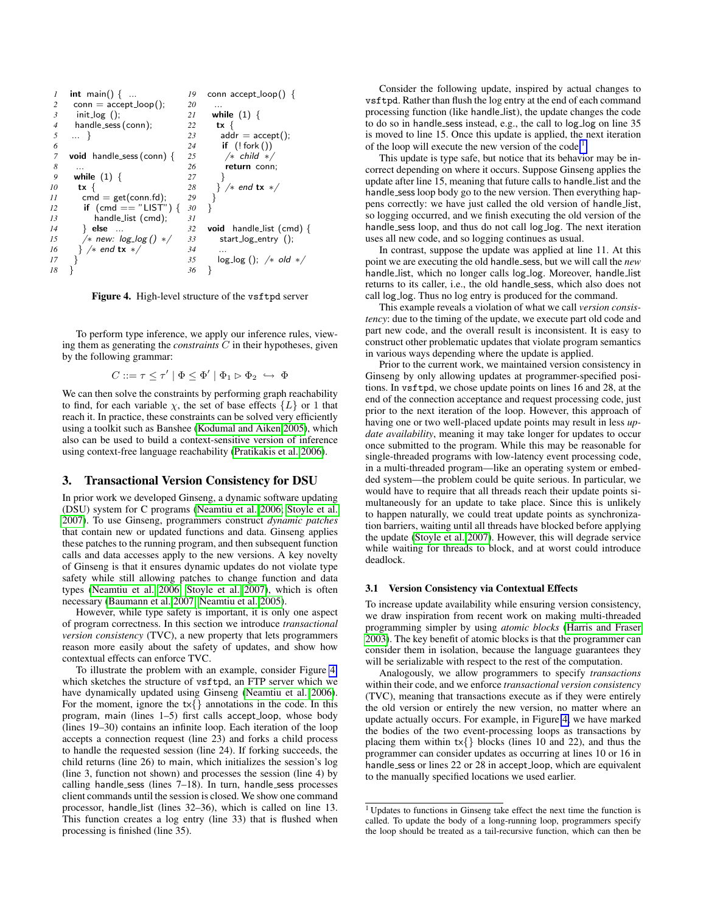```
1   int main() { ...                    19   conn accept_loop() {
2     conn = accept_loop();             20     ...
3     init_log ();                      21     while (1) {
4     handle_sess (conn);               22       tx {
5   ... }                               23         addr = accept();
6                                       24         if (! fork ())
7   void handle_sess (conn) {           25           /* child */
8     ...                               26           return conn;
9     while (1) {                       27       }
10      tx {                            28     } /* end tx */
11        cmd = get(conn.fd);           29   }
12        if (cmd == "LIST") {          30 }
13            handle_list (cmd);        31
14        } else ...                    32 void handle_list (cmd) {
15        /* new: log_log () */         33     start_log_entry ();
16      } /* end tx */                  34     ...
17    }                                 35     log_log (); /* old */
18  }                                   36 }
```

**Figure 4.** High-level structure of the vsftpd server

To perform type inference, we apply our inference rules, viewing them as generating the *constraints* $C$ in their hypotheses, given by the following grammar:

$$C ::= \tau \leq \tau' \mid \Phi \leq \Phi' \mid \Phi_1 \rhd \Phi_2 \hookrightarrow \Phi$$

We can then solve the constraints by performing graph reachability to find, for each variable $\chi$, the set of base effects $\{L\}$ or 1 that reach it. In practice, these constraints can be solved very efficiently using a toolkit such as Banshee (Kodumal and Aiken 2005), which also can be used to build a context-sensitive version of inference using context-free language reachability (Pratikakis et al. 2006).

## 3. Transactional Version Consistency for DSU

In prior work we developed Ginseng, a dynamic software updating (DSU) system for C programs (Neamtiu et al. 2006; Stoyle et al. 2007). To use Ginseng, programmers construct *dynamic patches* that contain new or updated functions and data. Ginseng applies these patches to the running program, and then subsequent function calls and data accesses apply to the new versions. A key novelty of Ginseng is that it ensures dynamic updates do not violate type safety while still allowing patches to change function and data types (Neamtiu et al. 2006; Stoyle et al. 2007), which is often necessary (Baumann et al. 2007; Neamtiu et al. 2005).

However, while type safety is important, it is only one aspect of program correctness. In this section we introduce *transactional version consistency* (TVC), a new property that lets programmers reason more easily about the safety of updates, and show how contextual effects can enforce TVC.

To illustrate the problem with an example, consider Figure 4, which sketches the structure of vsftpd, an FTP server which we have dynamically updated using Ginseng (Neamtiu et al. 2006). For the moment, ignore the tx{} annotations in the code. In this program, main (lines 1–5) first calls accept_loop, whose body (lines 19–30) contains an infinite loop. Each iteration of the loop accepts a connection request (line 23) and forks a child process to handle the requested session (line 24). If forking succeeds, the child returns (line 26) to main, which initializes the session's log (line 3, function not shown) and processes the session (line 4) by calling handle_sess (lines 7–18). In turn, handle_sess processes client commands until the session is closed. We show one command processor, handle_list (lines 32–36), which is called on line 13. This function creates a log entry (line 33) that is flushed when processing is finished (line 35).

Consider the following update, inspired by actual changes to vsftpd. Rather than flush the log entry at the end of each command processing function (like handle_list), the update changes the code to do so in handle_sess instead, e.g., the call to log_log on line 35 is moved to line 15. Once this update is applied, the next iteration of the loop will execute the new version of the code.[1]

This update is type safe, but notice that its behavior may be incorrect depending on where it occurs. Suppose Ginseng applies the update after line 15, meaning that future calls to handle_list and the handle_sess loop body go to the new version. Then everything happens correctly: we have just called the old version of handle_list, so logging occurred, and we finish executing the old version of the handle_sess loop, and thus do not call log_log. The next iteration uses all new code, and so logging continues as usual.

In contrast, suppose the update was applied at line 11. At this point we are executing the old handle_sess, but we will call the *new* handle_list, which no longer calls log_log. Moreover, handle_list returns to its caller, i.e., the old handle_sess, which also does not call log_log. Thus no log entry is produced for the command.

This example reveals a violation of what we call *version consistency*: due to the timing of the update, we execute part old code and part new code, and the overall result is inconsistent. It is easy to construct other problematic updates that violate program semantics in various ways depending where the update is applied.

Prior to the current work, we maintained version consistency in Ginseng by only allowing updates at programmer-specified positions. In vsftpd, we chose update points on lines 16 and 28, at the end of the connection acceptance and request processing code, just prior to the next iteration of the loop. However, this approach of having one or two well-placed update points may result in less *update availability*, meaning it may take longer for updates to occur once submitted to the program. While this may be reasonable for single-threaded programs with low-latency event processing code, in a multi-threaded program—like an operating system or embedded system—the problem could be quite serious. In particular, we would have to require that all threads reach their update points simultaneously for an update to take place. Since this is unlikely to happen naturally, we could treat update points as synchronization barriers, waiting until all threads have blocked before applying the update (Stoyle et al. 2007). However, this will degrade service while waiting for threads to block, and at worst could introduce deadlock.

### 3.1 Version Consistency via Contextual Effects

To increase update availability while ensuring version consistency, we draw inspiration from recent work on making multi-threaded programming simpler by using *atomic blocks* (Harris and Fraser 2003). The key benefit of atomic blocks is that the programmer can consider them in isolation, because the language guarantees they will be serializable with respect to the rest of the computation.

Analogously, we allow programmers to specify *transactions* within their code, and we enforce *transactional version consistency* (TVC), meaning that transactions execute as if they were entirely the old version or entirely the new version, no matter where an update actually occurs. For example, in Figure 4, we have marked the bodies of the two event-processing loops as transactions by placing them within tx{} blocks (lines 10 and 22), and thus the programmer can consider updates as occurring at lines 10 or 16 in handle_sess or lines 22 or 28 in accept_loop, which are equivalent to the manually specified locations we used earlier.

[1] Updates to functions in Ginseng take effect the next time the function is called. To update the body of a long-running loop, programmers specify the loop should be treated as a tail-recursive function, which can then be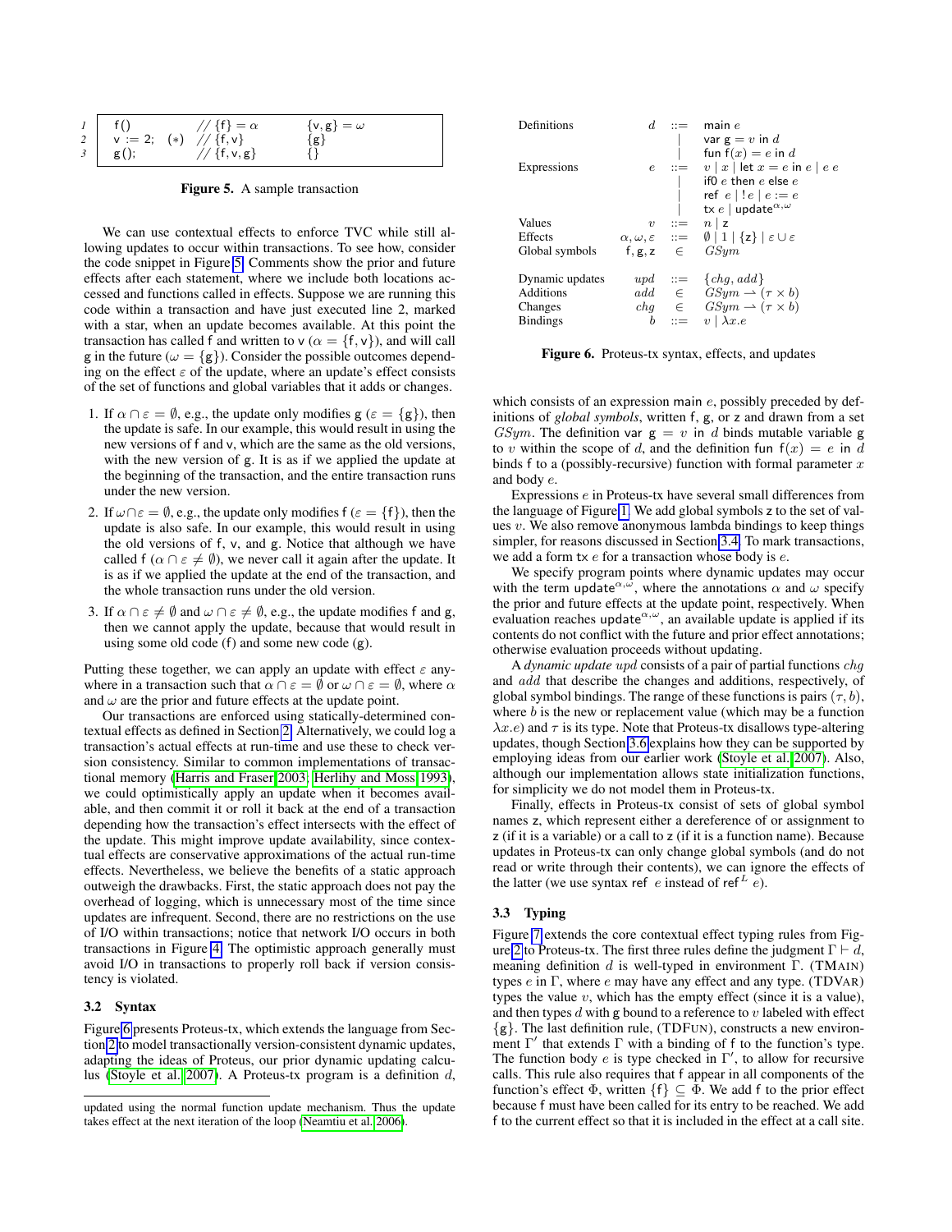| | | | | |
|---|---|---|---|---|
| 1 | f() | | // {f} = $\alpha$ | {v, g} = $\omega$ |
| 2 | v := 2; | (∗) | // {f, v} | {g} |
| 3 | g(); | | // {f, v, g} | {} |

Figure 5. A sample transaction

We can use contextual effects to enforce TVC while still allowing updates to occur within transactions. To see how, consider the code snippet in Figure 5. Comments show the prior and future effects after each statement, where we include both locations accessed and functions called in effects. Suppose we are running this code within a transaction and have just executed line 2, marked with a star, when an update becomes available. At this point the transaction has called f and written to v ($\alpha = \{f, v\}$), and will call g in the future ($\omega = \{g\}$). Consider the possible outcomes depending on the effect $\varepsilon$ of the update, where an update's effect consists of the set of functions and global variables that it adds or changes.

1. If $\alpha \cap \varepsilon = \emptyset$, e.g., the update only modifies g ($\varepsilon = \{g\}$), then the update is safe. In our example, this would result in using the new versions of f and v, which are the same as the old versions, with the new version of g. It is as if we applied the update at the beginning of the transaction, and the entire transaction runs under the new version.
2. If $\omega \cap \varepsilon = \emptyset$, e.g., the update only modifies f ($\varepsilon = \{f\}$), then the update is also safe. In our example, this would result in using the old versions of f, v, and g. Notice that although we have called f ($\alpha \cap \varepsilon \neq \emptyset$), we never call it again after the update. It is as if we applied the update at the end of the transaction, and the whole transaction runs under the old version.
3. If $\alpha \cap \varepsilon \neq \emptyset$ and $\omega \cap \varepsilon \neq \emptyset$, e.g., the update modifies f and g, then we cannot apply the update, because that would result in using some old code (f) and some new code (g).

Putting these together, we can apply an update with effect $\varepsilon$ anywhere in a transaction such that $\alpha \cap \varepsilon = \emptyset$ or $\omega \cap \varepsilon = \emptyset$, where $\alpha$ and $\omega$ are the prior and future effects at the update point.

Our transactions are enforced using statically-determined contextual effects as defined in Section 2. Alternatively, we could log a transaction's actual effects at run-time and use these to check version consistency. Similar to common implementations of transactional memory (Harris and Fraser 2003; Herlihy and Moss 1993), we could optimistically apply an update when it becomes available, and then commit it or roll it back at the end of a transaction depending how the transaction's effect intersects with the effect of the update. This might improve update availability, since contextual effects are conservative approximations of the actual run-time effects. Nevertheless, we believe the benefits of a static approach outweigh the drawbacks. First, the static approach does not pay the overhead of logging, which is unnecessary most of the time since updates are infrequent. Second, there are no restrictions on the use of I/O within transactions; notice that network I/O occurs in both transactions in Figure 4. The optimistic approach generally must avoid I/O in transactions to properly roll back if version consistency is violated.

### 3.2 Syntax

Figure 6 presents Proteus-tx, which extends the language from Section 2 to model transactionally version-consistent dynamic updates, adapting the ideas of Proteus, our prior dynamic updating calculus (Stoyle et al. 2007). A Proteus-tx program is a definition $d$,

updated using the normal function update mechanism. Thus the update takes effect at the next iteration of the loop (Neamtiu et al. 2006).

| | | | |
|---|---|---|---|
| Definitions | $d$ | ::= | main $e$ |
| | | \| | var g = $v$ in $d$ |
| | | \| | fun f($x$) = $e$ in $d$ |
| Expressions | $e$ | ::= | $v$ \| $x$ \| let $x = e$ in $e$ \| $e$ $e$ |
| | | \| | if0 $e$ then $e$ else $e$ |
| | | \| | ref $e$ \| $!e$ \| $e := e$ |
| | | \| | tx $e$ \| update$^{\alpha,\omega}$ |
| Values | $v$ | ::= | $n$ \| z |
| Effects | $\alpha, \omega, \varepsilon$ | ::= | $\emptyset$ \| 1 \| {z} \| $\varepsilon \cup \varepsilon$ |
| Global symbols | f, g, z | $\in$ | $GSym$ |
| Dynamic updates | $upd$ | ::= | $\{chg, add\}$ |
| Additions | $add$ | $\in$ | $GSym \rightharpoonup (\tau \times b)$ |
| Changes | $chg$ | $\in$ | $GSym \rightharpoonup (\tau \times b)$ |
| Bindings | $b$ | ::= | $v$ \| $\lambda x.e$ |

Figure 6. Proteus-tx syntax, effects, and updates

which consists of an expression main $e$, possibly preceded by definitions of *global symbols*, written f, g, or z and drawn from a set $GSym$. The definition var g = $v$ in $d$ binds mutable variable g to $v$ within the scope of $d$, and the definition fun f($x$) = $e$ in $d$ binds f to a (possibly-recursive) function with formal parameter $x$ and body $e$.

Expressions $e$ in Proteus-tx have several small differences from the language of Figure 1. We add global symbols z to the set of values $v$. We also remove anonymous lambda bindings to keep things simpler, for reasons discussed in Section 3.4. To mark transactions, we add a form tx $e$ for a transaction whose body is $e$.

We specify program points where dynamic updates may occur with the term update$^{\alpha,\omega}$, where the annotations $\alpha$ and $\omega$ specify the prior and future effects at the update point, respectively. When evaluation reaches update$^{\alpha,\omega}$, an available update is applied if its contents do not conflict with the future and prior effect annotations; otherwise evaluation proceeds without updating.

A *dynamic update* $upd$ consists of a pair of partial functions $chg$ and $add$ that describe the changes and additions, respectively, of global symbol bindings. The range of these functions is pairs $(\tau, b)$, where $b$ is the new or replacement value (which may be a function $\lambda x.e$) and $\tau$ is its type. Note that Proteus-tx disallows type-altering updates, though Section 3.6 explains how they can be supported by employing ideas from our earlier work (Stoyle et al. 2007). Also, although our implementation allows state initialization functions, for simplicity we do not model them in Proteus-tx.

Finally, effects in Proteus-tx consist of sets of global symbol names z, which represent either a dereference of or assignment to z (if it is a variable) or a call to z (if it is a function name). Because updates in Proteus-tx can only change global symbols (and do not read or write through their contents), we can ignore the effects of the latter (we use syntax ref $e$ instead of ref$^L$ $e$).

### 3.3 Typing

Figure 7 extends the core contextual effect typing rules from Figure 2 to Proteus-tx. The first three rules define the judgment $\Gamma \vdash d$, meaning definition $d$ is well-typed in environment $\Gamma$. (TMAIN) types $e$ in $\Gamma$, where $e$ may have any effect and any type. (TDVAR) types the value $v$, which has the empty effect (since it is a value), and then types $d$ with g bound to a reference to $v$ labeled with effect {g}. The last definition rule, (TDFUN), constructs a new environment $\Gamma'$ that extends $\Gamma$ with a binding of f to the function's type. The function body $e$ is type checked in $\Gamma'$, to allow for recursive calls. This rule also requires that f appear in all components of the function's effect $\Phi$, written $\{f\} \subseteq \Phi$. We add f to the prior effect because f must have been called for its entry to be reached. We add f to the current effect so that it is included in the effect at a call site.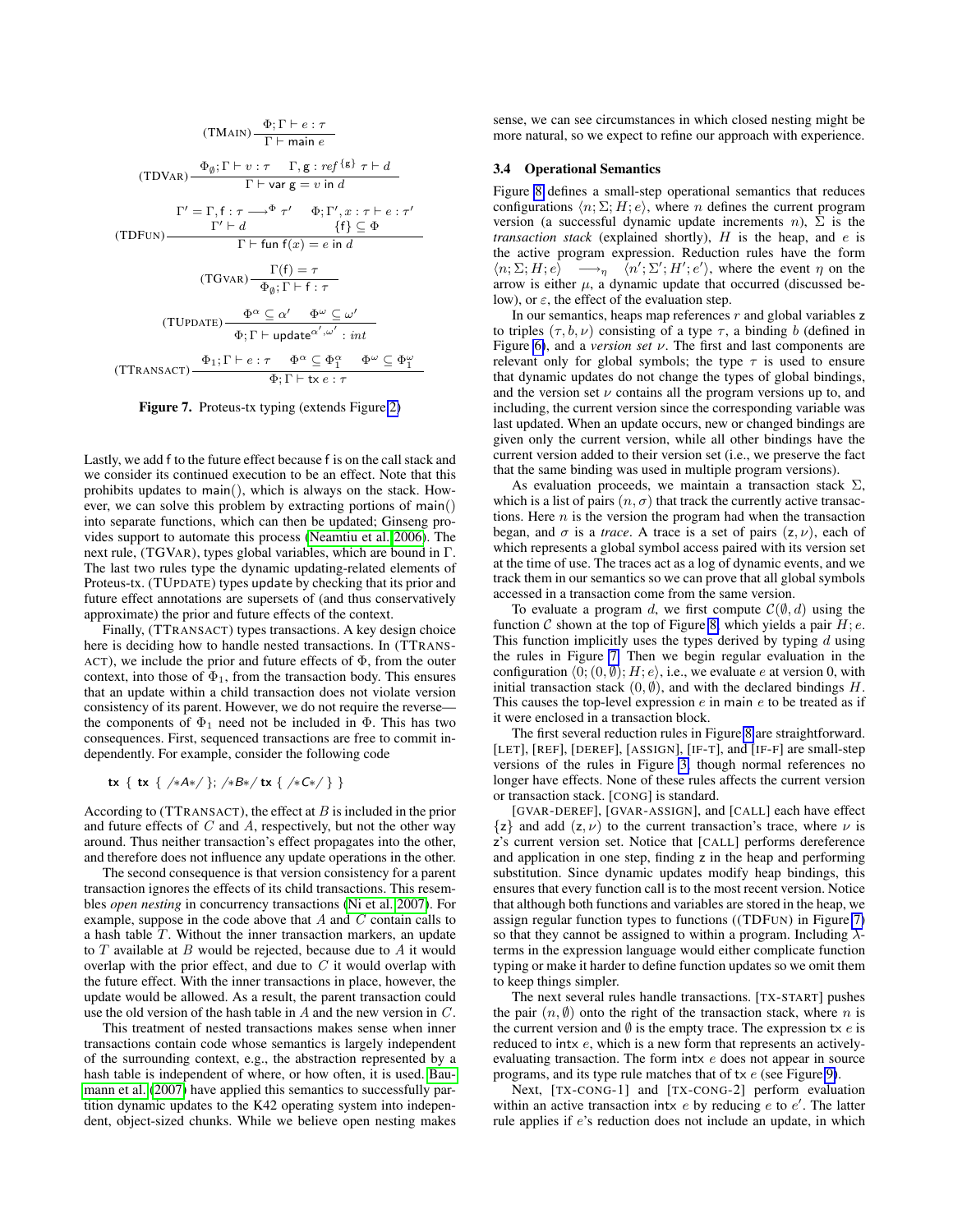$$(\text{TMAIN})\ \frac{\Phi; \Gamma \vdash e : \tau}{\Gamma \vdash \mathsf{main}\ e}$$

$$(\text{TDVAR})\ \frac{\Phi_\emptyset; \Gamma \vdash v : \tau \quad \Gamma, \mathsf{g} : \mathit{ref}^{\{\mathsf{g}\}}\ \tau \vdash d}{\Gamma \vdash \mathsf{var}\ \mathsf{g} = v\ \mathsf{in}\ d}$$

$$(\text{TDFUN})\ \frac{\begin{array}{cc} \Gamma' = \Gamma, \mathsf{f} : \tau \longrightarrow^{\Phi} \tau' & \Phi; \Gamma', x : \tau \vdash e : \tau' \\ \Gamma' \vdash d & \{\mathsf{f}\} \subseteq \Phi \end{array}}{\Gamma \vdash \mathsf{fun}\ \mathsf{f}(x) = e\ \mathsf{in}\ d}$$

$$(\text{TGVAR})\ \frac{\Gamma(\mathsf{f}) = \tau}{\Phi_\emptyset; \Gamma \vdash \mathsf{f} : \tau}$$

$$(\text{TUPDATE})\ \frac{\Phi^\alpha \subseteq \alpha' \quad \Phi^\omega \subseteq \omega'}{\Phi; \Gamma \vdash \mathsf{update}^{\alpha', \omega'} : \mathit{int}}$$

$$(\text{TTRANSACT})\ \frac{\Phi_1; \Gamma \vdash e : \tau \quad \Phi^\alpha \subseteq \Phi_1^\alpha \quad \Phi^\omega \subseteq \Phi_1^\omega}{\Phi; \Gamma \vdash \mathsf{tx}\ e : \tau}$$

**Figure 7.** Proteus-tx typing (extends Figure 2)

Lastly, we add f to the future effect because f is on the call stack and we consider its continued execution to be an effect. Note that this prohibits updates to main(), which is always on the stack. However, we can solve this problem by extracting portions of main() into separate functions, which can then be updated; Ginseng provides support to automate this process (Neamtiu et al. 2006). The next rule, (TGVAR), types global variables, which are bound in $\Gamma$. The last two rules type the dynamic updating-related elements of Proteus-tx. (TUPDATE) types update by checking that its prior and future effect annotations are supersets of (and thus conservatively approximate) the prior and future effects of the context.

Finally, (TTRANSACT) types transactions. A key design choice here is deciding how to handle nested transactions. In (TTRANSACT), we include the prior and future effects of $\Phi$, from the outer context, into those of $\Phi_1$, from the transaction body. This ensures that an update within a child transaction does not violate version consistency of its parent. However, we do not require the reverse—the components of $\Phi_1$ need not be included in $\Phi$. This has two consequences. First, sequenced transactions are free to commit independently. For example, consider the following code

```
tx { tx { /*A*/ }; /*B*/ tx { /*C*/ } }
```

According to (TTRANSACT), the effect at $B$ is included in the prior and future effects of $C$ and $A$, respectively, but not the other way around. Thus neither transaction's effect propagates into the other, and therefore does not influence any update operations in the other.

The second consequence is that version consistency for a parent transaction ignores the effects of its child transactions. This resembles *open nesting* in concurrency transactions (Ni et al. 2007). For example, suppose in the code above that $A$ and $C$ contain calls to a hash table $T$. Without the inner transaction markers, an update to $T$ available at $B$ would be rejected, because due to $A$ it would overlap with the prior effect, and due to $C$ it would overlap with the future effect. With the inner transactions in place, however, the update would be allowed. As a result, the parent transaction could use the old version of the hash table in $A$ and the new version in $C$.

This treatment of nested transactions makes sense when inner transactions contain code whose semantics is largely independent of the surrounding context, e.g., the abstraction represented by a hash table is independent of where, or how often, it is used. Baumann et al. (2007) have applied this semantics to successfully partition dynamic updates to the K42 operating system into independent, object-sized chunks. While we believe open nesting makes sense, we can see circumstances in which closed nesting might be more natural, so we expect to refine our approach with experience.

### 3.4 Operational Semantics

Figure 8 defines a small-step operational semantics that reduces configurations $\langle n; \Sigma; H; e\rangle$, where $n$ defines the current program version (a successful dynamic update increments $n$), $\Sigma$ is the *transaction stack* (explained shortly), $H$ is the heap, and $e$ is the active program expression. Reduction rules have the form $\langle n; \Sigma; H; e\rangle \longrightarrow_\eta \langle n'; \Sigma'; H'; e'\rangle$, where the event $\eta$ on the arrow is either $\mu$, a dynamic update that occurred (discussed below), or $\varepsilon$, the effect of the evaluation step.

In our semantics, heaps map references $r$ and global variables $\mathsf{z}$ to triples $(\tau, b, \nu)$ consisting of a type $\tau$, a binding $b$ (defined in Figure 6), and a *version set* $\nu$. The first and last components are relevant only for global symbols; the type $\tau$ is used to ensure that dynamic updates do not change the types of global bindings, and the version set $\nu$ contains all the program versions up to, and including, the current version since the corresponding variable was last updated. When an update occurs, new or changed bindings are given only the current version, while all other bindings have the current version added to their version set (i.e., we preserve the fact that the same binding was used in multiple program versions).

As evaluation proceeds, we maintain a transaction stack $\Sigma$, which is a list of pairs $(n, \sigma)$ that track the currently active transactions. Here $n$ is the version the program had when the transaction began, and $\sigma$ is a *trace*. A trace is a set of pairs $(\mathsf{z}, \nu)$, each of which represents a global symbol access paired with its version set at the time of use. The traces act as a log of dynamic events, and we track them in our semantics so we can prove that all global symbols accessed in a transaction come from the same version.

To evaluate a program $d$, we first compute $\mathcal{C}(\emptyset, d)$ using the function $\mathcal{C}$ shown at the top of Figure 8, which yields a pair $H; e$. This function implicitly uses the types derived by typing $d$ using the rules in Figure 7. Then we begin regular evaluation in the configuration $\langle 0; (0, \emptyset); H; e\rangle$, i.e., we evaluate $e$ at version 0, with initial transaction stack $(0, \emptyset)$, and with the declared bindings $H$. This causes the top-level expression $e$ in main $e$ to be treated as if it were enclosed in a transaction block.

The first several reduction rules in Figure 8 are straightforward. [LET], [REF], [DEREF], [ASSIGN], [IF-T], and [IF-F] are small-step versions of the rules in Figure 3, though normal references no longer have effects. None of these rules affects the current version or transaction stack. [CONG] is standard.

[GVAR-DEREF], [GVAR-ASSIGN], and [CALL] each have effect $\{\mathsf{z}\}$ and add $(\mathsf{z}, \nu)$ to the current transaction's trace, where $\nu$ is z's current version set. Notice that [CALL] performs dereference and application in one step, finding z in the heap and performing substitution. Since dynamic updates modify heap bindings, this ensures that every function call is to the most recent version. Notice that although both functions and variables are stored in the heap, we assign regular function types to functions ((TDFUN) in Figure 7) so that they cannot be assigned to within a program. Including $\lambda$-terms in the expression language would either complicate function typing or make it harder to define function updates so we omit them to keep things simpler.

The next several rules handle transactions. [TX-START] pushes the pair $(n, \emptyset)$ onto the right of the transaction stack, where $n$ is the current version and $\emptyset$ is the empty trace. The expression tx $e$ is reduced to intx $e$, which is a new form that represents an actively-evaluating transaction. The form intx $e$ does not appear in source programs, and its type rule matches that of tx $e$ (see Figure 9).

Next, [TX-CONG-1] and [TX-CONG-2] perform evaluation within an active transaction intx $e$ by reducing $e$ to $e'$. The latter rule applies if $e$'s reduction does not include an update, in which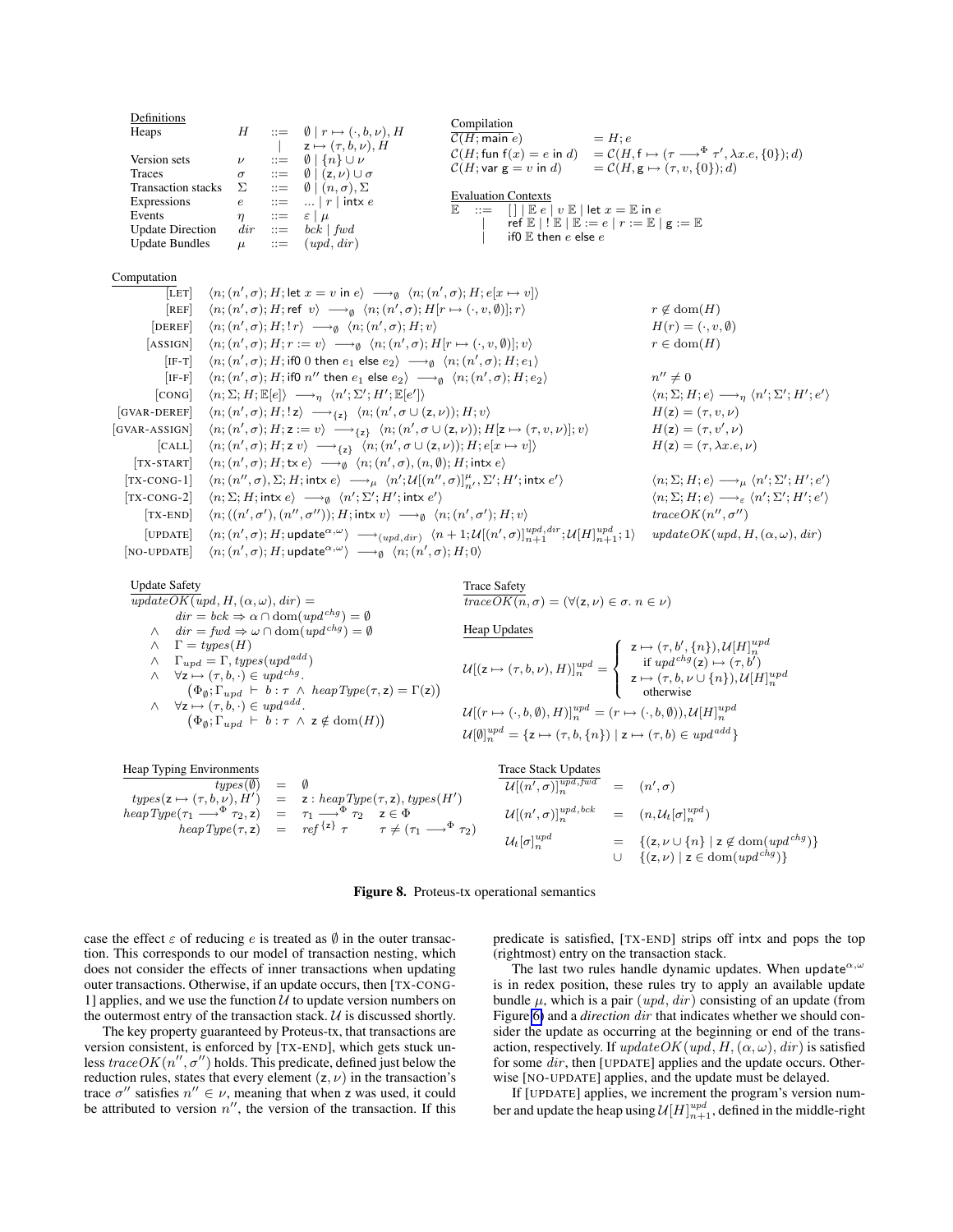**Definitions**

| | | | |
|---|---|---|---|
| Heaps | $H$ | ::= | $\emptyset \mid r \mapsto (\cdot, b, \nu), H \mid \mathsf{z} \mapsto (\tau, b, \nu), H$ |
| Version sets | $\nu$ | ::= | $\emptyset \mid \{n\} \cup \nu$ |
| Traces | $\sigma$ | ::= | $\emptyset \mid (\mathsf{z}, \nu) \cup \sigma$ |
| Transaction stacks | $\Sigma$ | ::= | $\emptyset \mid (n, \sigma), \Sigma$ |
| Expressions | $e$ | ::= | $\ldots \mid r \mid \mathsf{intx}\ e$ |
| Events | $\eta$ | ::= | $\varepsilon \mid \mu$ |
| Update Direction | $dir$ | ::= | $bck \mid fwd$ |
| Update Bundles | $\mu$ | ::= | $(upd, dir)$ |

**Compilation**

$$\mathcal{C}(H; \mathsf{main}\ e) = H; e$$
$$\mathcal{C}(H; \mathsf{fun}\ \mathsf{f}(x) = e \text{ in } d) = \mathcal{C}(H, \mathsf{f} \mapsto (\tau \longrightarrow^{\Phi} \tau', \lambda x.e, \{0\}); d)$$
$$\mathcal{C}(H; \mathsf{var}\ \mathsf{g} = v \text{ in } d) = \mathcal{C}(H, \mathsf{g} \mapsto (\tau, v, \{0\}); d)$$

**Evaluation Contexts**

$$\mathbb{E} ::= [\,] \mid \mathbb{E}\ e \mid v\ \mathbb{E} \mid \mathsf{let}\ x = \mathbb{E} \text{ in } e \mid \mathsf{ref}\ \mathbb{E} \mid !\,\mathbb{E} \mid \mathbb{E} := e \mid r := \mathbb{E} \mid \mathsf{g} := \mathbb{E} \mid \mathsf{if0}\ \mathbb{E} \text{ then } e \text{ else } e$$

**Computation**

[LET] $\langle n; (n', \sigma); H; \mathsf{let}\ x = v \text{ in } e\rangle \longrightarrow_{\emptyset} \langle n; (n', \sigma); H; e[x \mapsto v]\rangle$

[REF] $\langle n; (n', \sigma); H; \mathsf{ref}\ v\rangle \longrightarrow_{\emptyset} \langle n; (n', \sigma); H[r \mapsto (\cdot, v, \emptyset)]; r\rangle$ &nbsp;&nbsp; $r \notin \mathrm{dom}(H)$

[DEREF] $\langle n; (n', \sigma); H; !\,r\rangle \longrightarrow_{\emptyset} \langle n; (n', \sigma); H; v\rangle$ &nbsp;&nbsp; $H(r) = (\cdot, v, \emptyset)$

[ASSIGN] $\langle n; (n', \sigma); H; r := v\rangle \longrightarrow_{\emptyset} \langle n; (n', \sigma); H[r \mapsto (\cdot, v, \emptyset)]; v\rangle$ &nbsp;&nbsp; $r \in \mathrm{dom}(H)$

[IF-T] $\langle n; (n', \sigma); H; \mathsf{if0}\ 0 \text{ then } e_1 \text{ else } e_2\rangle \longrightarrow_{\emptyset} \langle n; (n', \sigma); H; e_1\rangle$

[IF-F] $\langle n; (n', \sigma); H; \mathsf{if0}\ n'' \text{ then } e_1 \text{ else } e_2\rangle \longrightarrow_{\emptyset} \langle n; (n', \sigma); H; e_2\rangle$ &nbsp;&nbsp; $n'' \neq 0$

[CONG] $\langle n; \Sigma; H; \mathbb{E}[e]\rangle \longrightarrow_{\eta} \langle n'; \Sigma'; H'; \mathbb{E}[e']\rangle$ &nbsp;&nbsp; $\langle n; \Sigma; H; e\rangle \longrightarrow_{\eta} \langle n'; \Sigma'; H'; e'\rangle$

[GVAR-DEREF] $\langle n; (n', \sigma); H; !\,\mathsf{z}\rangle \longrightarrow_{\{\mathsf{z}\}} \langle n; (n', \sigma \cup (\mathsf{z}, \nu)); H; v\rangle$ &nbsp;&nbsp; $H(\mathsf{z}) = (\tau, v, \nu)$

[GVAR-ASSIGN] $\langle n; (n', \sigma); H; \mathsf{z} := v\rangle \longrightarrow_{\{\mathsf{z}\}} \langle n; (n', \sigma \cup (\mathsf{z}, \nu)); H[\mathsf{z} \mapsto (\tau, v, \nu)]; v\rangle$ &nbsp;&nbsp; $H(\mathsf{z}) = (\tau, v', \nu)$

[CALL] $\langle n; (n', \sigma); H; \mathsf{z}\ v\rangle \longrightarrow_{\{\mathsf{z}\}} \langle n; (n', \sigma \cup (\mathsf{z}, \nu)); H; e[x \mapsto v]\rangle$ &nbsp;&nbsp; $H(\mathsf{z}) = (\tau, \lambda x.e, \nu)$

[TX-START] $\langle n; (n', \sigma); H; \mathsf{tx}\ e\rangle \longrightarrow_{\emptyset} \langle n; (n', \sigma), (n, \emptyset); H; \mathsf{intx}\ e\rangle$

[TX-CONG-1] $\langle n; (n'', \sigma), \Sigma; H; \mathsf{intx}\ e\rangle \longrightarrow_{\mu} \langle n'; \mathcal{U}[(n'', \sigma)]^{\mu}_{n'}, \Sigma'; H'; \mathsf{intx}\ e'\rangle$ &nbsp;&nbsp; $\langle n; \Sigma; H; e\rangle \longrightarrow_{\mu} \langle n'; \Sigma'; H'; e'\rangle$

[TX-CONG-2] $\langle n; \Sigma; H; \mathsf{intx}\ e\rangle \longrightarrow_{\emptyset} \langle n'; \Sigma'; H'; \mathsf{intx}\ e'\rangle$ &nbsp;&nbsp; $\langle n; \Sigma; H; e\rangle \longrightarrow_{\varepsilon} \langle n'; \Sigma'; H'; e'\rangle$

[TX-END] $\langle n; ((n', \sigma'), (n'', \sigma'')); H; \mathsf{intx}\ v\rangle \longrightarrow_{\emptyset} \langle n; (n', \sigma'); H; v\rangle$ &nbsp;&nbsp; $traceOK(n'', \sigma'')$

[UPDATE] $\langle n; (n', \sigma); H; \mathsf{update}^{\alpha,\omega}\rangle \longrightarrow_{(upd, dir)} \langle n+1; \mathcal{U}[(n', \sigma)]^{upd, dir}_{n+1}; \mathcal{U}[H]^{upd}_{n+1}; 1\rangle$ &nbsp;&nbsp; $updateOK(upd, H, (\alpha, \omega), dir)$

[NO-UPDATE] $\langle n; (n', \sigma); H; \mathsf{update}^{\alpha,\omega}\rangle \longrightarrow_{\emptyset} \langle n; (n', \sigma); H; 0\rangle$

**Update Safety**

$$\begin{aligned}
updateOK(upd, H, (\alpha, \omega), dir) = {} & \\
& dir = bck \Rightarrow \alpha \cap \mathrm{dom}(upd^{chg}) = \emptyset \\
\wedge\ & dir = fwd \Rightarrow \omega \cap \mathrm{dom}(upd^{chg}) = \emptyset \\
\wedge\ & \Gamma = types(H) \\
\wedge\ & \Gamma_{upd} = \Gamma, types(upd^{add}) \\
\wedge\ & \forall \mathsf{z} \mapsto (\tau, b, \cdot) \in upd^{chg}. \\
& \quad \big(\Phi_{\emptyset}; \Gamma_{upd} \vdash b : \tau \ \wedge\ heapType(\tau, \mathsf{z}) = \Gamma(\mathsf{z})\big) \\
\wedge\ & \forall \mathsf{z} \mapsto (\tau, b, \cdot) \in upd^{add}. \\
& \quad \big(\Phi_{\emptyset}; \Gamma_{upd} \vdash b : \tau \ \wedge\ \mathsf{z} \notin \mathrm{dom}(H)\big)
\end{aligned}$$

**Trace Safety**

$$traceOK(n, \sigma) = (\forall (\mathsf{z}, \nu) \in \sigma.\ n \in \nu)$$

**Heap Updates**

$$\mathcal{U}[(\mathsf{z} \mapsto (\tau, b, \nu), H)]^{upd}_{n} = \begin{cases} \mathsf{z} \mapsto (\tau, b', \{n\}), \mathcal{U}[H]^{upd}_{n} & \text{if } upd^{chg}(\mathsf{z}) \mapsto (\tau, b') \\ \mathsf{z} \mapsto (\tau, b, \nu \cup \{n\}), \mathcal{U}[H]^{upd}_{n} & \text{otherwise} \end{cases}$$

$$\mathcal{U}[(r \mapsto (\cdot, b, \emptyset), H)]^{upd}_{n} = (r \mapsto (\cdot, b, \emptyset)), \mathcal{U}[H]^{upd}_{n}$$

$$\mathcal{U}[\emptyset]^{upd}_{n} = \{\mathsf{z} \mapsto (\tau, b, \{n\}) \mid \mathsf{z} \mapsto (\tau, b) \in upd^{add}\}$$

**Heap Typing Environments**

$$\begin{aligned}
types(\emptyset) &= \emptyset \\
types(\mathsf{z} \mapsto (\tau, b, \nu), H') &= \mathsf{z} : heapType(\tau, \mathsf{z}), types(H') \\
heapType(\tau_1 \longrightarrow^{\Phi} \tau_2, \mathsf{z}) &= \tau_1 \longrightarrow^{\Phi} \tau_2 \quad \mathsf{z} \in \Phi \\
heapType(\tau, \mathsf{z}) &= ref^{\{\mathsf{z}\}}\ \tau \quad \tau \neq (\tau_1 \longrightarrow^{\Phi} \tau_2)
\end{aligned}$$

**Trace Stack Updates**

$$\begin{aligned}
\mathcal{U}[(n', \sigma)]^{upd, fwd}_{n} &= (n', \sigma) \\
\mathcal{U}[(n', \sigma)]^{upd, bck}_{n} &= (n, \mathcal{U}_t[\sigma]^{upd}_{n}) \\
\mathcal{U}_t[\sigma]^{upd}_{n} &= \{(\mathsf{z}, \nu \cup \{n\} \mid \mathsf{z} \notin \mathrm{dom}(upd^{chg})\} \\
&\cup\ \{(\mathsf{z}, \nu) \mid \mathsf{z} \in \mathrm{dom}(upd^{chg})\}
\end{aligned}$$

**Figure 8.** Proteus-tx operational semantics

case the effect $\varepsilon$ of reducing $e$ is treated as $\emptyset$ in the outer transaction. This corresponds to our model of transaction nesting, which does not consider the effects of inner transactions when updating outer transactions. Otherwise, if an update occurs, then [TX-CONG-1] applies, and we use the function $\mathcal{U}$ to update version numbers on the outermost entry of the transaction stack. $\mathcal{U}$ is discussed shortly.

The key property guaranteed by Proteus-tx, that transactions are version consistent, is enforced by [TX-END], which gets stuck unless $traceOK(n'', \sigma'')$ holds. This predicate, defined just below the reduction rules, states that every element $(\mathsf{z}, \nu)$ in the transaction's trace $\sigma''$ satisfies $n'' \in \nu$, meaning that when z was used, it could be attributed to version $n''$, the version of the transaction. If this predicate is satisfied, [TX-END] strips off intx and pops the top (rightmost) entry on the transaction stack.

The last two rules handle dynamic updates. When $\mathsf{update}^{\alpha,\omega}$ is in redex position, these rules try to apply an available update bundle $\mu$, which is a pair $(upd, dir)$ consisting of an update (from Figure 6) and a *direction* $dir$ that indicates whether we should consider the update as occurring at the beginning or end of the transaction, respectively. If $updateOK(upd, H, (\alpha, \omega), dir)$ is satisfied for some $dir$, then [UPDATE] applies and the update occurs. Otherwise [NO-UPDATE] applies, and the update must be delayed.

If [UPDATE] applies, we increment the program's version number and update the heap using $\mathcal{U}[H]^{upd}_{n+1}$, defined in the middle-right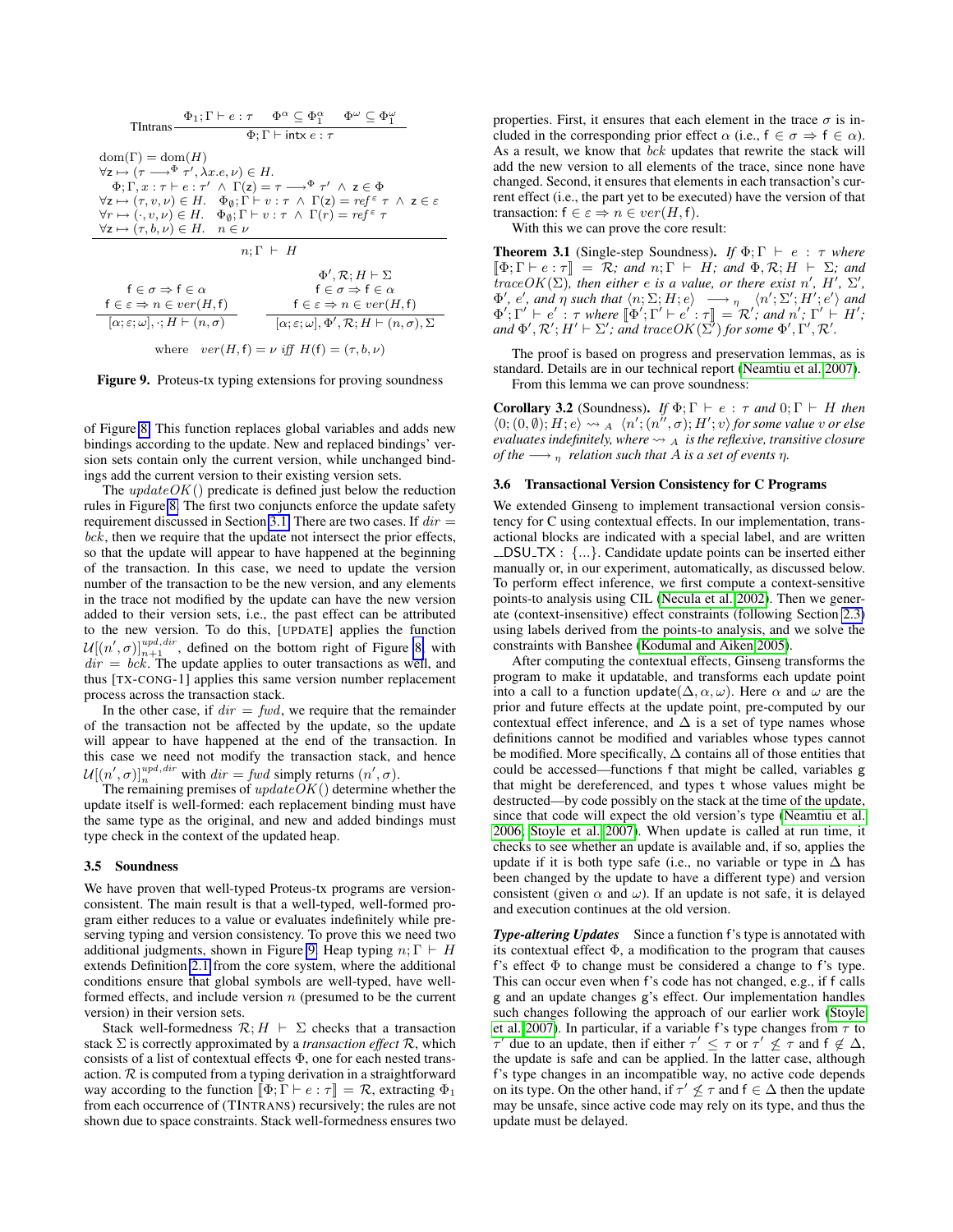$$\text{TIntrans}\ \frac{\Phi_1; \Gamma \vdash e : \tau \qquad \Phi^\alpha \subseteq \Phi_1^\alpha \qquad \Phi^\omega \subseteq \Phi_1^\omega}{\Phi; \Gamma \vdash \mathsf{intx}\ e : \tau}$$

$$\frac{\begin{array}{l}\mathrm{dom}(\Gamma) = \mathrm{dom}(H) \\ \forall \mathsf{z} \mapsto (\tau \longrightarrow^{\Phi} \tau', \lambda x.e, \nu) \in H. \\ \quad \Phi; \Gamma, x : \tau \vdash e : \tau' \ \wedge\ \Gamma(\mathsf{z}) = \tau \longrightarrow^{\Phi} \tau' \ \wedge\ \mathsf{z} \in \Phi \\ \forall \mathsf{z} \mapsto (\tau, v, \nu) \in H. \quad \Phi_\emptyset; \Gamma \vdash v : \tau \ \wedge\ \Gamma(\mathsf{z}) = ref^{\varepsilon}\ \tau \ \wedge\ \mathsf{z} \in \varepsilon \\ \forall r \mapsto (\cdot, v, \nu) \in H. \quad \Phi_\emptyset; \Gamma \vdash v : \tau \ \wedge\ \Gamma(r) = ref^{\varepsilon}\ \tau \\ \forall \mathsf{z} \mapsto (\tau, b, \nu) \in H. \quad n \in \nu\end{array}}{n; \Gamma \ \vdash\ H}$$

$$\frac{\begin{array}{c}\mathsf{f} \in \sigma \Rightarrow \mathsf{f} \in \alpha \\ \mathsf{f} \in \varepsilon \Rightarrow n \in ver(H, \mathsf{f})\end{array}}{[\alpha; \varepsilon; \omega], \cdot; H \vdash (n, \sigma)} \qquad \frac{\begin{array}{c}\Phi', \mathcal{R}; H \vdash \Sigma \\ \mathsf{f} \in \sigma \Rightarrow \mathsf{f} \in \alpha \\ \mathsf{f} \in \varepsilon \Rightarrow n \in ver(H, \mathsf{f})\end{array}}{[\alpha; \varepsilon; \omega], \Phi', \mathcal{R}; H \vdash (n, \sigma), \Sigma}$$

where $\ ver(H, \mathsf{f}) = \nu\ \textit{iff}\ H(\mathsf{f}) = (\tau, b, \nu)$

**Figure 9.** Proteus-tx typing extensions for proving soundness

of Figure 8. This function replaces global variables and adds new bindings according to the update. New and replaced bindings' version sets contain only the current version, while unchanged bindings add the current version to their existing version sets.

The $updateOK()$ predicate is defined just below the reduction rules in Figure 8. The first two conjuncts enforce the update safety requirement discussed in Section 3.1. There are two cases. If $dir = bck$, then we require that the update not intersect the prior effects, so that the update will appear to have happened at the beginning of the transaction. In this case, we need to update the version number of the transaction to be the new version, and any elements in the trace not modified by the update can have the new version added to their version sets, i.e., the past effect can be attributed to the new version. To do this, [UPDATE] applies the function $\mathcal{U}[(n', \sigma)]_{n+1}^{upd,dir}$, defined on the bottom right of Figure 8, with $dir = bck$. The update applies to outer transactions as well, and thus [TX-CONG-1] applies this same version number replacement process across the transaction stack.

In the other case, if $dir = fwd$, we require that the remainder of the transaction not be affected by the update, so the update will appear to have happened at the end of the transaction. In this case we need not modify the transaction stack, and hence $\mathcal{U}[(n', \sigma)]_{n}^{upd,dir}$ with $dir = fwd$ simply returns $(n', \sigma)$.

The remaining premises of $updateOK()$ determine whether the update itself is well-formed: each replacement binding must have the same type as the original, and new and added bindings must type check in the context of the updated heap.

### 3.5 Soundness

We have proven that well-typed Proteus-tx programs are version-consistent. The main result is that a well-typed, well-formed program either reduces to a value or evaluates indefinitely while preserving typing and version consistency. To prove this we need two additional judgments, shown in Figure 9. Heap typing $n; \Gamma \vdash H$ extends Definition 2.1 from the core system, where the additional conditions ensure that global symbols are well-typed, have well-formed effects, and include version $n$ (presumed to be the current version) in their version sets.

Stack well-formedness $\mathcal{R}; H \vdash \Sigma$ checks that a transaction stack $\Sigma$ is correctly approximated by a *transaction effect* $\mathcal{R}$, which consists of a list of contextual effects $\Phi$, one for each nested transaction. $\mathcal{R}$ is computed from a typing derivation in a straightforward way according to the function $[\![\Phi; \Gamma \vdash e : \tau]\!] = \mathcal{R}$, extracting $\Phi_1$ from each occurrence of (TINTRANS) recursively; the rules are not shown due to space constraints. Stack well-formedness ensures two properties. First, it ensures that each element in the trace $\sigma$ is included in the corresponding prior effect $\alpha$ (i.e., $\mathsf{f} \in \sigma \Rightarrow \mathsf{f} \in \alpha$). As a result, we know that $bck$ updates that rewrite the stack will add the new version to all elements of the trace, since none have changed. Second, it ensures that elements in each transaction's current effect (i.e., the part yet to be executed) have the version of that transaction: $\mathsf{f} \in \varepsilon \Rightarrow n \in ver(H, \mathsf{f})$.

With this we can prove the core result:

**Theorem 3.1** (Single-step Soundness). *If $\Phi; \Gamma \vdash e : \tau$ where $[\![\Phi; \Gamma \vdash e : \tau]\!] = \mathcal{R}$; and $n; \Gamma \vdash H$; and $\Phi, \mathcal{R}; H \vdash \Sigma$; and $traceOK(\Sigma)$, then either $e$ is a value, or there exist $n'$, $H'$, $\Sigma'$, $\Phi'$, $e'$, and $\eta$ such that $\langle n; \Sigma; H; e\rangle \longrightarrow_\eta \langle n'; \Sigma'; H'; e'\rangle$ and $\Phi'; \Gamma' \vdash e' : \tau$ where $[\![\Phi'; \Gamma' \vdash e' : \tau]\!] = \mathcal{R}'$; and $n'; \Gamma' \vdash H'$; and $\Phi', \mathcal{R}'; H' \vdash \Sigma'$; and $traceOK(\Sigma')$ for some $\Phi', \Gamma', \mathcal{R}'$.*

The proof is based on progress and preservation lemmas, as is standard. Details are in our technical report (Neamtiu et al. 2007).

From this lemma we can prove soundness:

**Corollary 3.2** (Soundness). *If $\Phi; \Gamma \vdash e : \tau$ and $0; \Gamma \vdash H$ then $\langle 0; (0, \emptyset); H; e\rangle \rightsquigarrow_A \langle n'; (n'', \sigma); H'; v\rangle$ for some value $v$ or else evaluates indefinitely, where $\rightsquigarrow_A$ is the reflexive, transitive closure of the $\longrightarrow_\eta$ relation such that $A$ is a set of events $\eta$.*

### 3.6 Transactional Version Consistency for C Programs

We extended Ginseng to implement transactional version consistency for C using contextual effects. In our implementation, transactional blocks are indicated with a special label, and are written `__DSU_TX : {...}`. Candidate update points can be inserted either manually or, in our experiment, automatically, as discussed below. To perform effect inference, we first compute a context-sensitive points-to analysis using CIL (Necula et al. 2002). Then we generate (context-insensitive) effect constraints (following Section 2.3) using labels derived from the points-to analysis, and we solve the constraints with Banshee (Kodumal and Aiken 2005).

After computing the contextual effects, Ginseng transforms the program to make it updatable, and transforms each update point into a call to a function `update`$(\Delta, \alpha, \omega)$. Here $\alpha$ and $\omega$ are the prior and future effects at the update point, pre-computed by our contextual effect inference, and $\Delta$ is a set of type names whose definitions cannot be modified and variables whose types cannot be modified. More specifically, $\Delta$ contains all of those entities that could be accessed—functions f that might be called, variables g that might be dereferenced, and types t whose values might be destructed—by code possibly on the stack at the time of the update, since that code will expect the old version's type (Neamtiu et al. 2006; Stoyle et al. 2007). When `update` is called at run time, it checks to see whether an update is available and, if so, applies the update if it is both type safe (i.e., no variable or type in $\Delta$ has been changed by the update to have a different type) and version consistent (given $\alpha$ and $\omega$). If an update is not safe, it is delayed and execution continues at the old version.

***Type-altering Updates*** Since a function f's type is annotated with its contextual effect $\Phi$, a modification to the program that causes f's effect $\Phi$ to change must be considered a change to f's type. This can occur even when f's code has not changed, e.g., if f calls g and an update changes g's effect. Our implementation handles such changes following the approach of our earlier work (Stoyle et al. 2007). In particular, if a variable f's type changes from $\tau$ to $\tau'$ due to an update, then if either $\tau' \leq \tau$ or $\tau' \not\leq \tau$ and $\mathsf{f} \notin \Delta$, the update is safe and can be applied. In the latter case, although f's type changes in an incompatible way, no active code depends on its type. On the other hand, if $\tau' \not\leq \tau$ and $\mathsf{f} \in \Delta$ then the update may be unsafe, since active code may rely on its type, and thus the update must be delayed.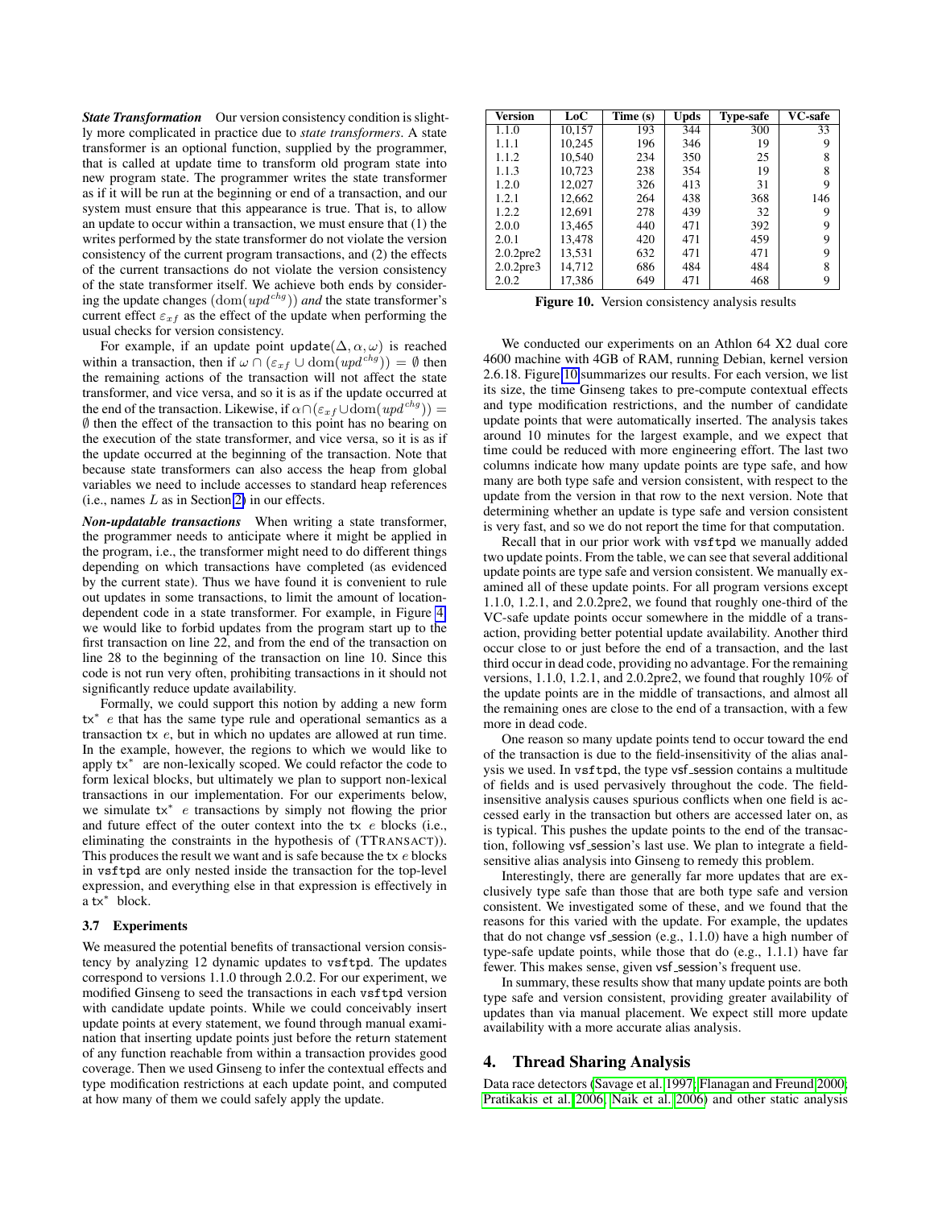***State Transformation*** Our version consistency condition is slightly more complicated in practice due to *state transformers*. A state transformer is an optional function, supplied by the programmer, that is called at update time to transform old program state into new program state. The programmer writes the state transformer as if it will be run at the beginning or end of a transaction, and our system must ensure that this appearance is true. That is, to allow an update to occur within a transaction, we must ensure that (1) the writes performed by the state transformer do not violate the version consistency of the current program transactions, and (2) the effects of the current transactions do not violate the version consistency of the state transformer itself. We achieve both ends by considering the update changes $(\mathrm{dom}(upd^{chg}))$ *and* the state transformer's current effect $\varepsilon_{xf}$ as the effect of the update when performing the usual checks for version consistency.

For example, if an update point $\mathtt{update}(\Delta, \alpha, \omega)$ is reached within a transaction, then if $\omega \cap (\varepsilon_{xf} \cup \mathrm{dom}(upd^{chg})) = \emptyset$ then the remaining actions of the transaction will not affect the state transformer, and vice versa, and so it is as if the update occurred at the end of the transaction. Likewise, if $\alpha \cap (\varepsilon_{xf} \cup \mathrm{dom}(upd^{chg})) = \emptyset$ then the effect of the transaction to this point has no bearing on the execution of the state transformer, and vice versa, so it is as if the update occurred at the beginning of the transaction. Note that because state transformers can also access the heap from global variables we need to include accesses to standard heap references (i.e., names $L$ as in Section 2) in our effects.

***Non-updatable transactions*** When writing a state transformer, the programmer needs to anticipate where it might be applied in the program, i.e., the transformer might need to do different things depending on which transactions have completed (as evidenced by the current state). Thus we have found it is convenient to rule out updates in some transactions, to limit the amount of location-dependent code in a state transformer. For example, in Figure 4, we would like to forbid updates from the program start up to the first transaction on line 22, and from the end of the transaction on line 28 to the beginning of the transaction on line 10. Since this code is not run very often, prohibiting transactions in it should not significantly reduce update availability.

Formally, we could support this notion by adding a new form $\mathtt{tx}^*\ e$ that has the same type rule and operational semantics as a transaction $\mathtt{tx}\ e$, but in which no updates are allowed at run time. In the example, however, the regions to which we would like to apply $\mathtt{tx}^*$ are non-lexically scoped. We could refactor the code to form lexical blocks, but ultimately we plan to support non-lexical transactions in our implementation. For our experiments below, we simulate $\mathtt{tx}^*\ e$ transactions by simply not flowing the prior and future effect of the outer context into the $\mathtt{tx}\ e$ blocks (i.e., eliminating the constraints in the hypothesis of (TTRANSACT)). This produces the result we want and is safe because the $\mathtt{tx}\ e$ blocks in `vsftpd` are only nested inside the transaction for the top-level expression, and everything else in that expression is effectively in a $\mathtt{tx}^*$ block.

### 3.7 Experiments

We measured the potential benefits of transactional version consistency by analyzing 12 dynamic updates to `vsftpd`. The updates correspond to versions 1.1.0 through 2.0.2. For our experiment, we modified Ginseng to seed the transactions in each `vsftpd` version with candidate update points. While we could conceivably insert update points at every statement, we found through manual examination that inserting update points just before the `return` statement of any function reachable from within a transaction provides good coverage. Then we used Ginseng to infer the contextual effects and type modification restrictions at each update point, and computed at how many of them we could safely apply the update.

| Version | LoC | Time (s) | Upds | Type-safe | VC-safe |
|---|---|---|---|---|---|
| 1.1.0 | 10,157 | 193 | 344 | 300 | 33 |
| 1.1.1 | 10,245 | 196 | 346 | 19 | 9 |
| 1.1.2 | 10,540 | 234 | 350 | 25 | 8 |
| 1.1.3 | 10,723 | 238 | 354 | 19 | 8 |
| 1.2.0 | 12,027 | 326 | 413 | 31 | 9 |
| 1.2.1 | 12,662 | 264 | 438 | 368 | 146 |
| 1.2.2 | 12,691 | 278 | 439 | 32 | 9 |
| 2.0.0 | 13,465 | 440 | 471 | 392 | 9 |
| 2.0.1 | 13,478 | 420 | 471 | 459 | 9 |
| 2.0.2pre2 | 13,531 | 632 | 471 | 471 | 9 |
| 2.0.2pre3 | 14,712 | 686 | 484 | 484 | 8 |
| 2.0.2 | 17,386 | 649 | 471 | 468 | 9 |

**Figure 10.** Version consistency analysis results

We conducted our experiments on an Athlon 64 X2 dual core 4600 machine with 4GB of RAM, running Debian, kernel version 2.6.18. Figure 10 summarizes our results. For each version, we list its size, the time Ginseng takes to pre-compute contextual effects and type modification restrictions, and the number of candidate update points that were automatically inserted. The analysis takes around 10 minutes for the largest example, and we expect that time could be reduced with more engineering effort. The last two columns indicate how many update points are type safe, and how many are both type safe and version consistent, with respect to the update from the version in that row to the next version. Note that determining whether an update is type safe and version consistent is very fast, and so we do not report the time for that computation.

Recall that in our prior work with `vsftpd` we manually added two update points. From the table, we can see that several additional update points are type safe and version consistent. We manually examined all of these update points. For all program versions except 1.1.0, 1.2.1, and 2.0.2pre2, we found that roughly one-third of the VC-safe update points occur somewhere in the middle of a transaction, providing better potential update availability. Another third occur close to or just before the end of a transaction, and the last third occur in dead code, providing no advantage. For the remaining versions, 1.1.0, 1.2.1, and 2.0.2pre2, we found that roughly 10% of the update points are in the middle of transactions, and almost all the remaining ones are close to the end of a transaction, with a few more in dead code.

One reason so many update points tend to occur toward the end of the transaction is due to the field-insensitivity of the alias analysis we used. In `vsftpd`, the type vsf_session contains a multitude of fields and is used pervasively throughout the code. The field-insensitive analysis causes spurious conflicts when one field is accessed early in the transaction but others are accessed later on, as is typical. This pushes the update points to the end of the transaction, following vsf_session's last use. We plan to integrate a field-sensitive alias analysis into Ginseng to remedy this problem.

Interestingly, there are generally far more updates that are exclusively type safe than those that are both type safe and version consistent. We investigated some of these, and we found that the reasons for this varied with the update. For example, the updates that do not change vsf_session (e.g., 1.1.0) have a high number of type-safe update points, while those that do (e.g., 1.1.1) have far fewer. This makes sense, given vsf_session's frequent use.

In summary, these results show that many update points are both type safe and version consistent, providing greater availability of updates than via manual placement. We expect still more update availability with a more accurate alias analysis.

## 4. Thread Sharing Analysis

Data race detectors (Savage et al. 1997; Flanagan and Freund 2000; Pratikakis et al. 2006; Naik et al. 2006) and other static analysis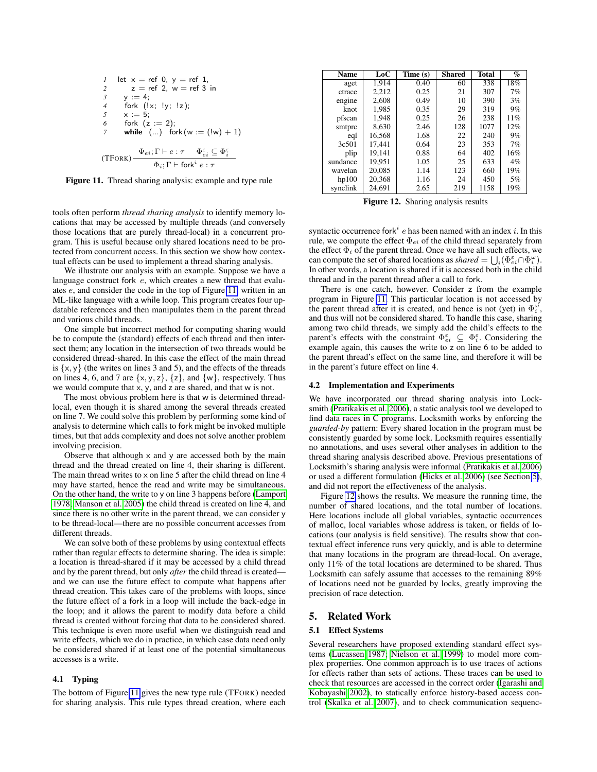```
1  let x = ref 0, y = ref 1,
2      z = ref 2, w = ref 3 in
3    y := 4;
4    fork (!x; !y; !z);
5    x := 5;
6    fork (z := 2);
7    while (...) fork(w := (!w) + 1)
```

$$\text{(TFORK)} \frac{\Phi_{ei}; \Gamma \vdash e : \tau \qquad \Phi_{ei}^{\varepsilon} \subseteq \Phi_i^{\varepsilon}}{\Phi_i; \Gamma \vdash \mathsf{fork}^i\ e : \tau}$$

**Figure 11.** Thread sharing analysis: example and type rule

tools often perform *thread sharing analysis* to identify memory locations that may be accessed by multiple threads (and conversely those locations that are purely thread-local) in a concurrent program. This is useful because only shared locations need to be protected from concurrent access. In this section we show how contextual effects can be used to implement a thread sharing analysis.

We illustrate our analysis with an example. Suppose we have a language construct fork $e$, which creates a new thread that evaluates $e$, and consider the code in the top of Figure 11, written in an ML-like language with a while loop. This program creates four updatable references and then manipulates them in the parent thread and various child threads.

One simple but incorrect method for computing sharing would be to compute the (standard) effects of each thread and then intersect them; any location in the intersection of two threads would be considered thread-shared. In this case the effect of the main thread is $\{x, y\}$ (the writes on lines 3 and 5), and the effects of the threads on lines 4, 6, and 7 are $\{x, y, z\}$, $\{z\}$, and $\{w\}$, respectively. Thus we would compute that x, y, and z are shared, and that w is not.

The most obvious problem here is that w is determined thread-local, even though it is shared among the several threads created on line 7. We could solve this problem by performing some kind of analysis to determine which calls to fork might be invoked multiple times, but that adds complexity and does not solve another problem involving precision.

Observe that although x and y are accessed both by the main thread and the thread created on line 4, their sharing is different. The main thread writes to x on line 5 after the child thread on line 4 may have started, hence the read and write may be simultaneous. On the other hand, the write to y on line 3 happens before (Lamport 1978; Manson et al. 2005) the child thread is created on line 4, and since there is no other write in the parent thread, we can consider y to be thread-local—there are no possible concurrent accesses from different threads.

We can solve both of these problems by using contextual effects rather than regular effects to determine sharing. The idea is simple: a location is thread-shared if it may be accessed by a child thread and by the parent thread, but only *after* the child thread is created—and we can use the future effect to compute what happens after thread creation. This takes care of the problems with loops, since the future effect of a fork in a loop will include the back-edge in the loop; and it allows the parent to modify data before a child thread is created without forcing that data to be considered shared. This technique is even more useful when we distinguish read and write effects, which we do in practice, in which case data need only be considered shared if at least one of the potential simultaneous accesses is a write.

### 4.1 Typing

The bottom of Figure 11 gives the new type rule (TFORK) needed for sharing analysis. This rule types thread creation, where each syntactic occurrence $\mathsf{fork}^i\ e$ has been named with an index $i$. In this rule, we compute the effect $\Phi_{ei}$ of the child thread separately from the effect $\Phi_i$ of the parent thread. Once we have all such effects, we can compute the set of shared locations as *shared* $= \bigcup_i (\Phi_{ei}^{\varepsilon} \cap \Phi_i^{\omega})$. In other words, a location is shared if it is accessed both in the child thread and in the parent thread after a call to fork.

There is one catch, however. Consider z from the example program in Figure 11. This particular location is not accessed by the parent thread after it is created, and hence is not (yet) in $\Phi_i^{\omega}$, and thus will not be considered shared. To handle this case, sharing among two child threads, we simply add the child's effects to the parent's effects with the constraint $\Phi_{ei}^{\varepsilon} \subseteq \Phi_i^{\varepsilon}$. Considering the example again, this causes the write to z on line 6 to be added to the parent thread's effect on the same line, and therefore it will be in the parent's future effect on line 4.

| Name | LoC | Time (s) | Shared | Total | % |
|---|---|---|---|---|---|
| aget | 1,914 | 0.40 | 60 | 338 | 18% |
| ctrace | 2,212 | 0.25 | 21 | 307 | 7% |
| engine | 2,608 | 0.49 | 10 | 390 | 3% |
| knot | 1,985 | 0.35 | 29 | 319 | 9% |
| pfscan | 1,948 | 0.25 | 26 | 238 | 11% |
| smtprc | 8,630 | 2.46 | 128 | 1077 | 12% |
| eql | 16,568 | 1.68 | 22 | 240 | 9% |
| 3c501 | 17,441 | 0.64 | 23 | 353 | 7% |
| plip | 19,141 | 0.88 | 64 | 402 | 16% |
| sundance | 19,951 | 1.05 | 25 | 633 | 4% |
| wavelan | 20,085 | 1.14 | 123 | 660 | 19% |
| hp100 | 20,368 | 1.16 | 24 | 450 | 5% |
| synclink | 24,691 | 2.65 | 219 | 1158 | 19% |

**Figure 12.** Sharing analysis results

### 4.2 Implementation and Experiments

We have incorporated our thread sharing analysis into Locksmith (Pratikakis et al. 2006), a static analysis tool we developed to find data races in C programs. Locksmith works by enforcing the *guarded-by* pattern: Every shared location in the program must be consistently guarded by some lock. Locksmith requires essentially no annotations, and uses several other analyses in addition to the thread sharing analysis described above. Previous presentations of Locksmith's sharing analysis were informal (Pratikakis et al. 2006) or used a different formulation (Hicks et al. 2006) (see Section 5), and did not report the effectiveness of the analysis.

Figure 12 shows the results. We measure the running time, the number of shared locations, and the total number of locations. Here locations include all global variables, syntactic occurrences of malloc, local variables whose address is taken, or fields of locations (our analysis is field sensitive). The results show that contextual effect inference runs very quickly, and is able to determine that many locations in the program are thread-local. On average, only 11% of the total locations are determined to be shared. Thus Locksmith can safely assume that accesses to the remaining 89% of locations need not be guarded by locks, greatly improving the precision of race detection.

## 5. Related Work

### 5.1 Effect Systems

Several researchers have proposed extending standard effect systems (Lucassen 1987; Nielson et al. 1999) to model more complex properties. One common approach is to use traces of actions for effects rather than sets of actions. These traces can be used to check that resources are accessed in the correct order (Igarashi and Kobayashi 2002), to statically enforce history-based access control (Skalka et al. 2007), and to check communication sequenc-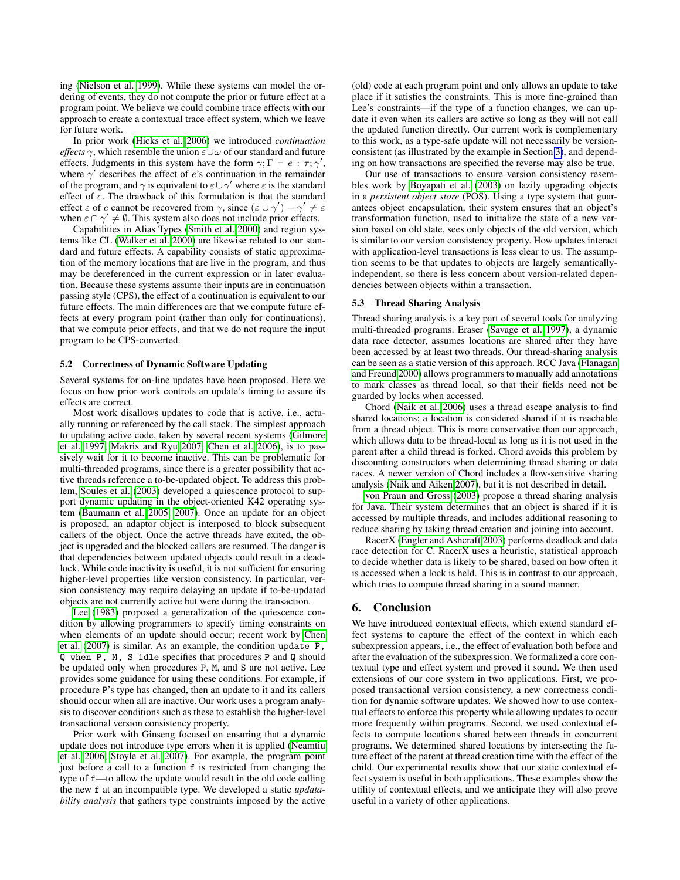ing (Nielson et al. 1999). While these systems can model the ordering of events, they do not compute the prior or future effect at a program point. We believe we could combine trace effects with our approach to create a contextual trace effect system, which we leave for future work.

In prior work (Hicks et al. 2006) we introduced *continuation effects* $\gamma$, which resemble the union $\varepsilon \cup \omega$ of our standard and future effects. Judgments in this system have the form $\gamma; \Gamma \vdash e : \tau; \gamma'$, where $\gamma'$ describes the effect of $e$'s continuation in the remainder of the program, and $\gamma$ is equivalent to $\varepsilon \cup \gamma'$ where $\varepsilon$ is the standard effect of $e$. The drawback of this formulation is that the standard effect $\varepsilon$ of $e$ cannot be recovered from $\gamma$, since $(\varepsilon \cup \gamma') - \gamma' \neq \varepsilon$ when $\varepsilon \cap \gamma' \neq \emptyset$. This system also does not include prior effects.

Capabilities in Alias Types (Smith et al. 2000) and region systems like CL (Walker et al. 2000) are likewise related to our standard and future effects. A capability consists of static approximation of the memory locations that are live in the program, and thus may be dereferenced in the current expression or in later evaluation. Because these systems assume their inputs are in continuation passing style (CPS), the effect of a continuation is equivalent to our future effects. The main differences are that we compute future effects at every program point (rather than only for continuations), that we compute prior effects, and that we do not require the input program to be CPS-converted.

### 5.2 Correctness of Dynamic Software Updating

Several systems for on-line updates have been proposed. Here we focus on how prior work controls an update's timing to assure its effects are correct.

Most work disallows updates to code that is active, i.e., actually running or referenced by the call stack. The simplest approach to updating active code, taken by several recent systems (Gilmore et al. 1997; Makris and Ryu 2007; Chen et al. 2006), is to passively wait for it to become inactive. This can be problematic for multi-threaded programs, since there is a greater possibility that active threads reference a to-be-updated object. To address this problem, Soules et al. (2003) developed a quiescence protocol to support dynamic updating in the object-oriented K42 operating system (Baumann et al. 2005, 2007). Once an update for an object is proposed, an adaptor object is interposed to block subsequent callers of the object. Once the active threads have exited, the object is upgraded and the blocked callers are resumed. The danger is that dependencies between updated objects could result in a deadlock. While code inactivity is useful, it is not sufficient for ensuring higher-level properties like version consistency. In particular, version consistency may require delaying an update if to-be-updated objects are not currently active but were during the transaction.

Lee (1983) proposed a generalization of the quiescence condition by allowing programmers to specify timing constraints on when elements of an update should occur; recent work by Chen et al. (2007) is similar. As an example, the condition `update P, Q when P, M, S idle` specifies that procedures P and Q should be updated only when procedures P, M, and S are not active. Lee provides some guidance for using these conditions. For example, if procedure P's type has changed, then an update to it and its callers should occur when all are inactive. Our work uses a program analysis to discover conditions such as these to establish the higher-level transactional version consistency property.

Prior work with Ginseng focused on ensuring that a dynamic update does not introduce type errors when it is applied (Neamtiu et al. 2006; Stoyle et al. 2007). For example, the program point just before a call to a function `f` is restricted from changing the type of `f`—to allow the update would result in the old code calling the new `f` at an incompatible type. We developed a static *updatability analysis* that gathers type constraints imposed by the active (old) code at each program point and only allows an update to take place if it satisfies the constraints. This is more fine-grained than Lee's constraints—if the type of a function changes, we can update it even when its callers are active so long as they will not call the updated function directly. Our current work is complementary to this work, as a type-safe update will not necessarily be version-consistent (as illustrated by the example in Section 3), and depending on how transactions are specified the reverse may also be true.

Our use of transactions to ensure version consistency resembles work by Boyapati et al. (2003) on lazily upgrading objects in a *persistent object store* (POS). Using a type system that guarantees object encapsulation, their system ensures that an object's transformation function, used to initialize the state of a new version based on old state, sees only objects of the old version, which is similar to our version consistency property. How updates interact with application-level transactions is less clear to us. The assumption seems to be that updates to objects are largely semantically-independent, so there is less concern about version-related dependencies between objects within a transaction.

### 5.3 Thread Sharing Analysis

Thread sharing analysis is a key part of several tools for analyzing multi-threaded programs. Eraser (Savage et al. 1997), a dynamic data race detector, assumes locations are shared after they have been accessed by at least two threads. Our thread-sharing analysis can be seen as a static version of this approach. RCC Java (Flanagan and Freund 2000) allows programmers to manually add annotations to mark classes as thread local, so that their fields need not be guarded by locks when accessed.

Chord (Naik et al. 2006) uses a thread escape analysis to find shared locations; a location is considered shared if it is reachable from a thread object. This is more conservative than our approach, which allows data to be thread-local as long as it is not used in the parent after a child thread is forked. Chord avoids this problem by discounting constructors when determining thread sharing or data races. A newer version of Chord includes a flow-sensitive sharing analysis (Naik and Aiken 2007), but it is not described in detail.

von Praun and Gross (2003) propose a thread sharing analysis for Java. Their system determines that an object is shared if it is accessed by multiple threads, and includes additional reasoning to reduce sharing by taking thread creation and joining into account.

RacerX (Engler and Ashcraft 2003) performs deadlock and data race detection for C. RacerX uses a heuristic, statistical approach to decide whether data is likely to be shared, based on how often it is accessed when a lock is held. This is in contrast to our approach, which tries to compute thread sharing in a sound manner.

## 6. Conclusion

We have introduced contextual effects, which extend standard effect systems to capture the effect of the context in which each subexpression appears, i.e., the effect of evaluation both before and after the evaluation of the subexpression. We formalized a core contextual type and effect system and proved it sound. We then used extensions of our core system in two applications. First, we proposed transactional version consistency, a new correctness condition for dynamic software updates. We showed how to use contextual effects to enforce this property while allowing updates to occur more frequently within programs. Second, we used contextual effects to compute locations shared between threads in concurrent programs. We determined shared locations by intersecting the future effect of the parent at thread creation time with the effect of the child. Our experimental results show that our static contextual effect system is useful in both applications. These examples show the utility of contextual effects, and we anticipate they will also prove useful in a variety of other applications.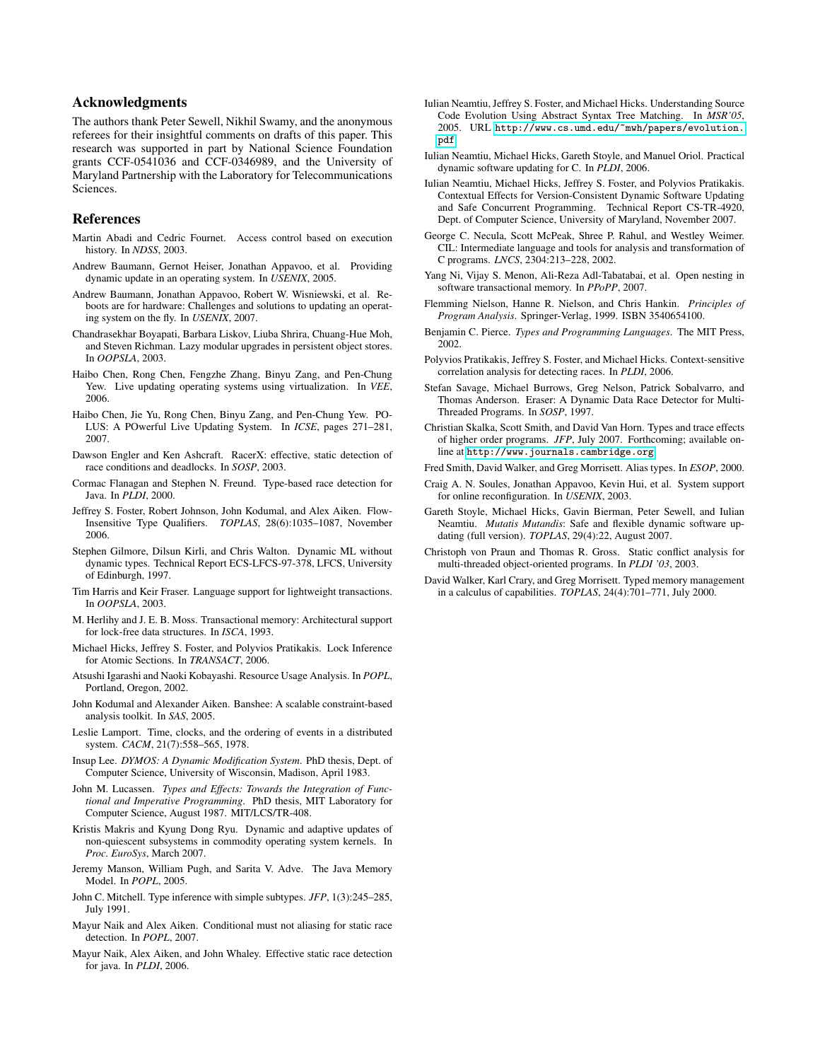## Acknowledgments

The authors thank Peter Sewell, Nikhil Swamy, and the anonymous referees for their insightful comments on drafts of this paper. This research was supported in part by National Science Foundation grants CCF-0541036 and CCF-0346989, and the University of Maryland Partnership with the Laboratory for Telecommunications Sciences.

## References

Martin Abadi and Cedric Fournet. Access control based on execution history. In *NDSS*, 2003.

Andrew Baumann, Gernot Heiser, Jonathan Appavoo, et al. Providing dynamic update in an operating system. In *USENIX*, 2005.

Andrew Baumann, Jonathan Appavoo, Robert W. Wisniewski, et al. Reboots are for hardware: Challenges and solutions to updating an operating system on the fly. In *USENIX*, 2007.

Chandrasekhar Boyapati, Barbara Liskov, Liuba Shrira, Chuang-Hue Moh, and Steven Richman. Lazy modular upgrades in persistent object stores. In *OOPSLA*, 2003.

Haibo Chen, Rong Chen, Fengzhe Zhang, Binyu Zang, and Pen-Chung Yew. Live updating operating systems using virtualization. In *VEE*, 2006.

Haibo Chen, Jie Yu, Rong Chen, Binyu Zang, and Pen-Chung Yew. POLUS: A POwerful Live Updating System. In *ICSE*, pages 271–281, 2007.

Dawson Engler and Ken Ashcraft. RacerX: effective, static detection of race conditions and deadlocks. In *SOSP*, 2003.

Cormac Flanagan and Stephen N. Freund. Type-based race detection for Java. In *PLDI*, 2000.

Jeffrey S. Foster, Robert Johnson, John Kodumal, and Alex Aiken. Flow-Insensitive Type Qualifiers. *TOPLAS*, 28(6):1035–1087, November 2006.

Stephen Gilmore, Dilsun Kirli, and Chris Walton. Dynamic ML without dynamic types. Technical Report ECS-LFCS-97-378, LFCS, University of Edinburgh, 1997.

Tim Harris and Keir Fraser. Language support for lightweight transactions. In *OOPSLA*, 2003.

M. Herlihy and J. E. B. Moss. Transactional memory: Architectural support for lock-free data structures. In *ISCA*, 1993.

Michael Hicks, Jeffrey S. Foster, and Polyvios Pratikakis. Lock Inference for Atomic Sections. In *TRANSACT*, 2006.

Atsushi Igarashi and Naoki Kobayashi. Resource Usage Analysis. In *POPL*, Portland, Oregon, 2002.

John Kodumal and Alexander Aiken. Banshee: A scalable constraint-based analysis toolkit. In *SAS*, 2005.

Leslie Lamport. Time, clocks, and the ordering of events in a distributed system. *CACM*, 21(7):558–565, 1978.

Insup Lee. *DYMOS: A Dynamic Modification System*. PhD thesis, Dept. of Computer Science, University of Wisconsin, Madison, April 1983.

John M. Lucassen. *Types and Effects: Towards the Integration of Functional and Imperative Programming*. PhD thesis, MIT Laboratory for Computer Science, August 1987. MIT/LCS/TR-408.

Kristis Makris and Kyung Dong Ryu. Dynamic and adaptive updates of non-quiescent subsystems in commodity operating system kernels. In *Proc. EuroSys*, March 2007.

Jeremy Manson, William Pugh, and Sarita V. Adve. The Java Memory Model. In *POPL*, 2005.

John C. Mitchell. Type inference with simple subtypes. *JFP*, 1(3):245–285, July 1991.

Mayur Naik and Alex Aiken. Conditional must not aliasing for static race detection. In *POPL*, 2007.

Mayur Naik, Alex Aiken, and John Whaley. Effective static race detection for java. In *PLDI*, 2006.

Iulian Neamtiu, Jeffrey S. Foster, and Michael Hicks. Understanding Source Code Evolution Using Abstract Syntax Tree Matching. In *MSR'05*, 2005. URL http://www.cs.umd.edu/~mwh/papers/evolution.pdf.

Iulian Neamtiu, Michael Hicks, Gareth Stoyle, and Manuel Oriol. Practical dynamic software updating for C. In *PLDI*, 2006.

Iulian Neamtiu, Michael Hicks, Jeffrey S. Foster, and Polyvios Pratikakis. Contextual Effects for Version-Consistent Dynamic Software Updating and Safe Concurrent Programming. Technical Report CS-TR-4920, Dept. of Computer Science, University of Maryland, November 2007.

George C. Necula, Scott McPeak, Shree P. Rahul, and Westley Weimer. CIL: Intermediate language and tools for analysis and transformation of C programs. *LNCS*, 2304:213–228, 2002.

Yang Ni, Vijay S. Menon, Ali-Reza Adl-Tabatabai, et al. Open nesting in software transactional memory. In *PPoPP*, 2007.

Flemming Nielson, Hanne R. Nielson, and Chris Hankin. *Principles of Program Analysis*. Springer-Verlag, 1999. ISBN 3540654100.

Benjamin C. Pierce. *Types and Programming Languages*. The MIT Press, 2002.

Polyvios Pratikakis, Jeffrey S. Foster, and Michael Hicks. Context-sensitive correlation analysis for detecting races. In *PLDI*, 2006.

Stefan Savage, Michael Burrows, Greg Nelson, Patrick Sobalvarro, and Thomas Anderson. Eraser: A Dynamic Data Race Detector for Multi-Threaded Programs. In *SOSP*, 1997.

Christian Skalka, Scott Smith, and David Van Horn. Types and trace effects of higher order programs. *JFP*, July 2007. Forthcoming; available online at http://www.journals.cambridge.org.

Fred Smith, David Walker, and Greg Morrisett. Alias types. In *ESOP*, 2000.

Craig A. N. Soules, Jonathan Appavoo, Kevin Hui, et al. System support for online reconfiguration. In *USENIX*, 2003.

Gareth Stoyle, Michael Hicks, Gavin Bierman, Peter Sewell, and Iulian Neamtiu. *Mutatis Mutandis*: Safe and flexible dynamic software updating (full version). *TOPLAS*, 29(4):22, August 2007.

Christoph von Praun and Thomas R. Gross. Static conflict analysis for multi-threaded object-oriented programs. In *PLDI '03*, 2003.

David Walker, Karl Crary, and Greg Morrisett. Typed memory management in a calculus of capabilities. *TOPLAS*, 24(4):701–771, July 2000.